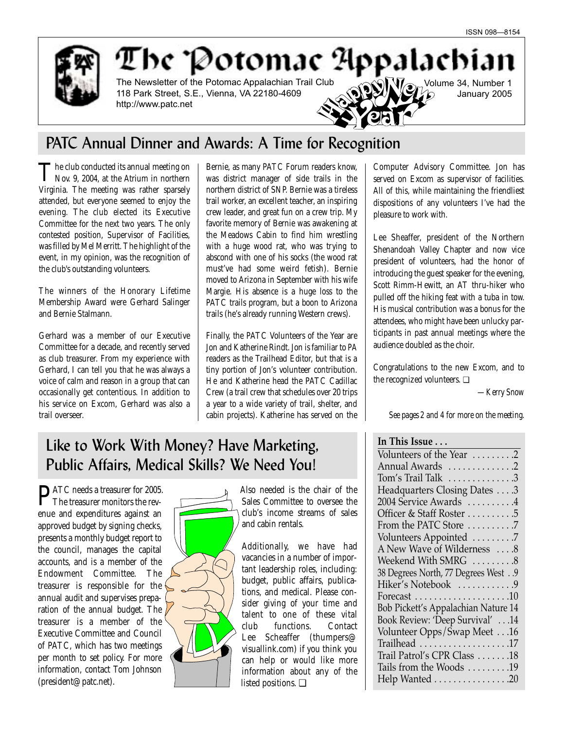ISSN 098—8154

# The Potomac Appalachian

The Newsletter of the Potomac Appalachian Trail Club
118 Park Street, S.E., Vienna, VA 22180-4609
http://www.patc.net

Volume 34, Number 1
January 2005

Happy New Year

## PATC Annual Dinner and Awards: A Time for Recognition

The club conducted its annual meeting on Nov. 9, 2004, at the Atrium in northern Virginia. The meeting was rather sparsely attended, but everyone seemed to enjoy the evening. The club elected its Executive Committee for the next two years. The only contested position, Supervisor of Facilities, was filled by Mel Merritt. The highlight of the event, in my opinion, was the recognition of the club's outstanding volunteers.

The winners of the Honorary Lifetime Membership Award were Gerhard Salinger and Bernie Stalmann.

Gerhard was a member of our Executive Committee for a decade, and recently served as club treasurer. From my experience with Gerhard, I can tell you that he was always a voice of calm and reason in a group that can occasionally get contentious. In addition to his service on Excom, Gerhard was also a trail overseer.

Bernie, as many PATC Forum readers know, was district manager of side trails in the northern district of SNP. Bernie was a tireless trail worker, an excellent teacher, an inspiring crew leader, and great fun on a crew trip. My favorite memory of Bernie was awakening at the Meadows Cabin to find him wrestling with a huge wood rat, who was trying to abscond with one of his socks (the wood rat must've had some weird fetish). Bernie moved to Arizona in September with his wife Margie. His absence is a huge loss to the PATC trails program, but a boon to Arizona trails (he's already running Western crews).

Finally, the PATC Volunteers of the Year are Jon and Katherine Rindt. Jon is familiar to PA readers as the Trailhead Editor, but that is a tiny portion of Jon's volunteer contribution. He and Katherine head the PATC Cadillac Crew (a trail crew that schedules over 20 trips a year to a wide variety of trail, shelter, and cabin projects). Katherine has served on the Computer Advisory Committee. Jon has served on Excom as supervisor of facilities. All of this, while maintaining the friendliest dispositions of any volunteers I've had the pleasure to work with.

Lee Sheaffer, president of the Northern Shenandoah Valley Chapter and now vice president of volunteers, had the honor of introducing the guest speaker for the evening, Scott Rimm-Hewitt, an AT thru-hiker who pulled off the hiking feat with a tuba in tow. His musical contribution was a bonus for the attendees, who might have been unlucky participants in past annual meetings where the audience doubled as the choir.

Congratulations to the new Excom, and to the recognized volunteers. ❑

*—Kerry Snow*

*See pages 2 and 4 for more on the meeting.*

## Like to Work With Money? Have Marketing, Public Affairs, Medical Skills? We Need You!

PATC needs a treasurer for 2005. The treasurer monitors the revenue and expenditures against an approved budget by signing checks, presents a monthly budget report to the council, manages the capital accounts, and is a member of the Endowment Committee. The treasurer is responsible for the annual audit and supervises preparation of the annual budget. The treasurer is a member of the Executive Committee and Council of PATC, which has two meetings per month to set policy. For more information, contact Tom Johnson (president@patc.net).

Also needed is the chair of the Sales Committee to oversee the club's income streams of sales and cabin rentals.

Additionally, we have had vacancies in a number of important leadership roles, including: budget, public affairs, publications, and medical. Please consider giving of your time and talent to one of these vital club functions. Contact Lee Scheaffer (thumpers@visuallink.com) if you think you can help or would like more information about any of the listed positions. ❑

**In This Issue . . .**

- Volunteers of the Year . . . . . . . . .2
- Annual Awards . . . . . . . . . . . . . .2
- Tom's Trail Talk . . . . . . . . . . . . .3
- Headquarters Closing Dates . . . .3
- 2004 Service Awards . . . . . . . . . .4
- Officer & Staff Roster . . . . . . . . . .5
- From the PATC Store . . . . . . . . . .7
- Volunteers Appointed . . . . . . . . .7
- A New Wave of Wilderness . . . .8
- Weekend With SMRG . . . . . . . . .8
- 38 Degrees North, 77 Degrees West . .9
- Hiker's Notebook . . . . . . . . . . . .9
- Forecast . . . . . . . . . . . . . . . . . . . .10
- Bob Pickett's Appalachian Nature 14
- Book Review: 'Deep Survival' . . .14
- Volunteer Opps/Swap Meet . . .16
- Trailhead . . . . . . . . . . . . . . . . . . .17
- Trail Patrol's CPR Class . . . . . . .18
- Tails from the Woods . . . . . . . . .19
- Help Wanted . . . . . . . . . . . . . . . .20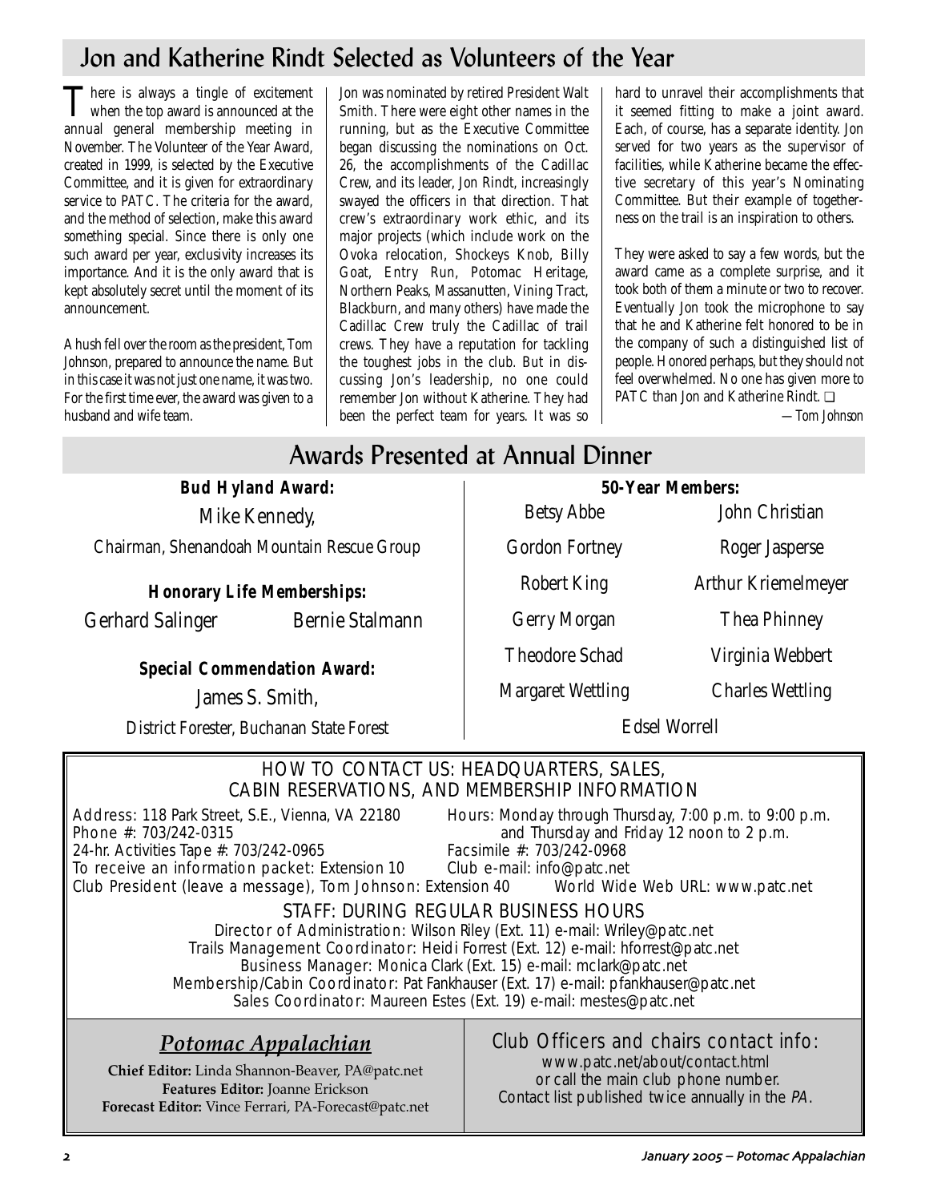## Jon and Katherine Rindt Selected as Volunteers of the Year

There is always a tingle of excitement when the top award is announced at the annual general membership meeting in November. The Volunteer of the Year Award, created in 1999, is selected by the Executive Committee, and it is given for extraordinary service to PATC. The criteria for the award, and the method of selection, make this award something special. Since there is only one such award per year, exclusivity increases its importance. And it is the only award that is kept absolutely secret until the moment of its announcement.

A hush fell over the room as the president, Tom Johnson, prepared to announce the name. But in this case it was not just one name, it was two. For the first time ever, the award was given to a husband and wife team.

Jon was nominated by retired President Walt Smith. There were eight other names in the running, but as the Executive Committee began discussing the nominations on Oct. 26, the accomplishments of the Cadillac Crew, and its leader, Jon Rindt, increasingly swayed the officers in that direction. That crew's extraordinary work ethic, and its major projects (which include work on the Ovoka relocation, Shockeys Knob, Billy Goat, Entry Run, Potomac Heritage, Northern Peaks, Massanutten, Vining Tract, Blackburn, and many others) have made the Cadillac Crew truly the Cadillac of trail crews. They have a reputation for tackling the toughest jobs in the club. But in discussing Jon's leadership, no one could remember Jon without Katherine. They had been the perfect team for years. It was so hard to unravel their accomplishments that it seemed fitting to make a joint award. Each, of course, has a separate identity. Jon served for two years as the supervisor of facilities, while Katherine became the effective secretary of this year's Nominating Committee. But their example of togetherness on the trail is an inspiration to others.

They were asked to say a few words, but the award came as a complete surprise, and it took both of them a minute or two to recover. Eventually Jon took the microphone to say that he and Katherine felt honored to be in the company of such a distinguished list of people. Honored perhaps, but they should not feel overwhelmed. No one has given more to PATC than Jon and Katherine Rindt. ❑

*—Tom Johnson*

## Awards Presented at Annual Dinner

**Bud Hyland Award:**

Mike Kennedy,
Chairman, Shenandoah Mountain Rescue Group

**Honorary Life Memberships:**

Gerhard Salinger    Bernie Stalmann

**Special Commendation Award:**

James S. Smith,
District Forester, Buchanan State Forest

**50-Year Members:**

| | |
|---|---|
| Betsy Abbe | John Christian |
| Gordon Fortney | Roger Jasperse |
| Robert King | Arthur Kriemelmeyer |
| Gerry Morgan | Thea Phinney |
| Theodore Schad | Virginia Webbert |
| Margaret Wettling | Charles Wettling |
| Edsel Worrell | |

### HOW TO CONTACT US: HEADQUARTERS, SALES, CABIN RESERVATIONS, AND MEMBERSHIP INFORMATION

Address: 118 Park Street, S.E., Vienna, VA 22180
Phone #: 703/242-0315
24-hr. Activities Tape #: 703/242-0965
To receive an information packet: Extension 10
Club President (leave a message), Tom Johnson: Extension 40

Hours: Monday through Thursday, 7:00 p.m. to 9:00 p.m. and Thursday and Friday 12 noon to 2 p.m.
Facsimile #: 703/242-0968
Club e-mail: info@patc.net
World Wide Web URL: www.patc.net

### STAFF: DURING REGULAR BUSINESS HOURS

Director of Administration: Wilson Riley (Ext. 11) e-mail: Wriley@patc.net
Trails Management Coordinator: Heidi Forrest (Ext. 12) e-mail: hforrest@patc.net
Business Manager: Monica Clark (Ext. 15) e-mail: mclark@patc.net
Membership/Cabin Coordinator: Pat Fankhauser (Ext. 17) e-mail: pfankhauser@patc.net
Sales Coordinator: Maureen Estes (Ext. 19) e-mail: mestes@patc.net

### *Potomac Appalachian*

**Chief Editor:** Linda Shannon-Beaver, PA@patc.net
**Features Editor:** Joanne Erickson
**Forecast Editor:** Vince Ferrari, PA-Forecast@patc.net

### Club Officers and chairs contact info:

www.patc.net/about/contact.html
or call the main club phone number.
Contact list published twice annually in the *PA*.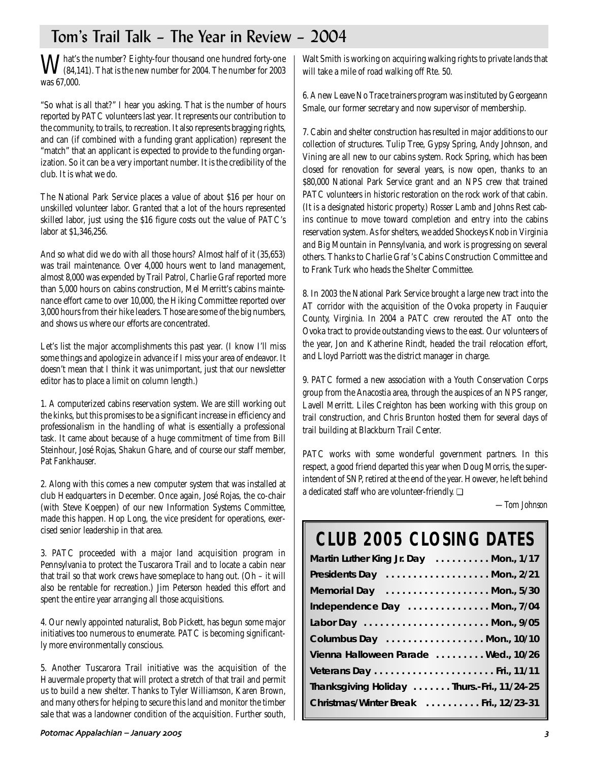# Tom's Trail Talk – The Year in Review – 2004

What's the number? Eighty-four thousand one hundred forty-one (84,141). That is the new number for 2004. The number for 2003 was 67,000.

"So what is all that?" I hear you asking. That is the number of hours reported by PATC volunteers last year. It represents our contribution to the community, to trails, to recreation. It also represents bragging rights, and can (if combined with a funding grant application) represent the "match" that an applicant is expected to provide to the funding organization. So it can be a very important number. It is the credibility of the club. It is what we do.

The National Park Service places a value of about $16 per hour on unskilled volunteer labor. Granted that a lot of the hours represented skilled labor, just using the $16 figure costs out the value of PATC's labor at $1,346,256.

And so what did we do with all those hours? Almost half of it (35,653) was trail maintenance. Over 4,000 hours went to land management, almost 8,000 was expended by Trail Patrol, Charlie Graf reported more than 5,000 hours on cabins construction, Mel Merritt's cabins maintenance effort came to over 10,000, the Hiking Committee reported over 3,000 hours from their hike leaders. Those are some of the big numbers, and shows us where our efforts are concentrated.

Let's list the major accomplishments this past year. (I know I'll miss some things and apologize in advance if I miss your area of endeavor. It doesn't mean that I think it was unimportant, just that our newsletter editor has to place a limit on column length.)

1. A computerized cabins reservation system. We are still working out the kinks, but this promises to be a significant increase in efficiency and professionalism in the handling of what is essentially a professional task. It came about because of a huge commitment of time from Bill Steinhour, José Rojas, Shakun Ghare, and of course our staff member, Pat Fankhauser.

2. Along with this comes a new computer system that was installed at club Headquarters in December. Once again, José Rojas, the co-chair (with Steve Koeppen) of our new Information Systems Committee, made this happen. Hop Long, the vice president for operations, exercised senior leadership in that area.

3. PATC proceeded with a major land acquisition program in Pennsylvania to protect the Tuscarora Trail and to locate a cabin near that trail so that work crews have someplace to hang out. (Oh – it will also be rentable for recreation.) Jim Peterson headed this effort and spent the entire year arranging all those acquisitions.

4. Our newly appointed naturalist, Bob Pickett, has begun some major initiatives too numerous to enumerate. PATC is becoming significantly more environmentally conscious.

5. Another Tuscarora Trail initiative was the acquisition of the Hauvermale property that will protect a stretch of that trail and permit us to build a new shelter. Thanks to Tyler Williamson, Karen Brown, and many others for helping to secure this land and monitor the timber sale that was a landowner condition of the acquisition. Further south, Walt Smith is working on acquiring walking rights to private lands that will take a mile of road walking off Rte. 50.

6. A new Leave No Trace trainers program was instituted by Georgeann Smale, our former secretary and now supervisor of membership.

7. Cabin and shelter construction has resulted in major additions to our collection of structures. Tulip Tree, Gypsy Spring, Andy Johnson, and Vining are all new to our cabins system. Rock Spring, which has been closed for renovation for several years, is now open, thanks to an $80,000 National Park Service grant and an NPS crew that trained PATC volunteers in historic restoration on the rock work of that cabin. (It is a designated historic property.) Rosser Lamb and Johns Rest cabins continue to move toward completion and entry into the cabins reservation system. As for shelters, we added Shockeys Knob in Virginia and Big Mountain in Pennsylvania, and work is progressing on several others. Thanks to Charlie Graf's Cabins Construction Committee and to Frank Turk who heads the Shelter Committee.

8. In 2003 the National Park Service brought a large new tract into the AT corridor with the acquisition of the Ovoka property in Fauquier County, Virginia. In 2004 a PATC crew rerouted the AT onto the Ovoka tract to provide outstanding views to the east. Our volunteers of the year, Jon and Katherine Rindt, headed the trail relocation effort, and Lloyd Parriott was the district manager in charge.

9. PATC formed a new association with a Youth Conservation Corps group from the Anacostia area, through the auspices of an NPS ranger, Lavell Merritt. Liles Creighton has been working with this group on trail construction, and Chris Brunton hosted them for several days of trail building at Blackburn Trail Center.

PATC works with some wonderful government partners. In this respect, a good friend departed this year when Doug Morris, the superintendent of SNP, retired at the end of the year. However, he left behind a dedicated staff who are volunteer-friendly. ❑

*—Tom Johnson*

## CLUB 2005 CLOSING DATES

| | |
|---|---|
| **Martin Luther King Jr. Day** | **Mon., 1/17** |
| **Presidents Day** | **Mon., 2/21** |
| **Memorial Day** | **Mon., 5/30** |
| **Independence Day** | **Mon., 7/04** |
| **Labor Day** | **Mon., 9/05** |
| **Columbus Day** | **Mon., 10/10** |
| **Vienna Halloween Parade** | **Wed., 10/26** |
| **Veterans Day** | **Fri., 11/11** |
| **Thanksgiving Holiday** | **Thurs.-Fri., 11/24-25** |
| **Christmas/Winter Break** | **Fri., 12/23-31** |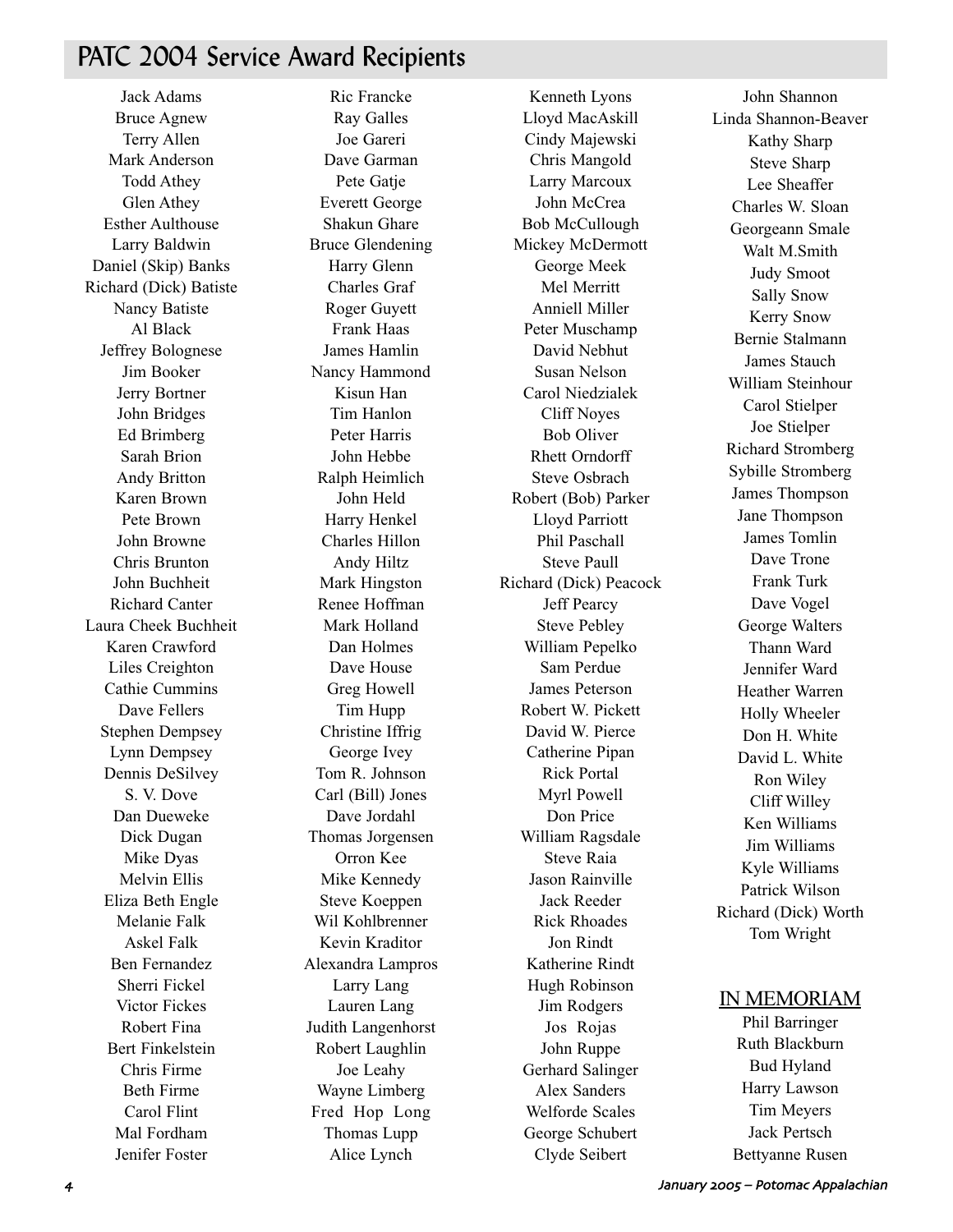# PATC 2004 Service Award Recipients

Jack Adams
Bruce Agnew
Terry Allen
Mark Anderson
Todd Athey
Glen Athey
Esther Aulthouse
Larry Baldwin
Daniel (Skip) Banks
Richard (Dick) Batiste
Nancy Batiste
Al Black
Jeffrey Bolognese
Jim Booker
Jerry Bortner
John Bridges
Ed Brimberg
Sarah Brion
Andy Britton
Karen Brown
Pete Brown
John Browne
Chris Brunton
John Buchheit
Richard Canter
Laura Cheek Buchheit
Karen Crawford
Liles Creighton
Cathie Cummins
Dave Fellers
Stephen Dempsey
Lynn Dempsey
Dennis DeSilvey
S. V. Dove
Dan Dueweke
Dick Dugan
Mike Dyas
Melvin Ellis
Eliza Beth Engle
Melanie Falk
Askel Falk
Ben Fernandez
Sherri Fickel
Victor Fickes
Robert Fina
Bert Finkelstein
Chris Firme
Beth Firme
Carol Flint
Mal Fordham
Jenifer Foster
Ric Francke
Ray Galles
Joe Gareri
Dave Garman
Pete Gatje
Everett George
Shakun Ghare
Bruce Glendening
Harry Glenn
Charles Graf
Roger Guyett
Frank Haas
James Hamlin
Nancy Hammond
Kisun Han
Tim Hanlon
Peter Harris
John Hebbe
Ralph Heimlich
John Held
Harry Henkel
Charles Hillon
Andy Hiltz
Mark Hingston
Renee Hoffman
Mark Holland
Dan Holmes
Dave House
Greg Howell
Tim Hupp
Christine Iffrig
George Ivey
Tom R. Johnson
Carl (Bill) Jones
Dave Jordahl
Thomas Jorgensen
Orron Kee
Mike Kennedy
Steve Koeppen
Wil Kohlbrenner
Kevin Kraditor
Alexandra Lampros
Larry Lang
Lauren Lang
Judith Langenhorst
Robert Laughlin
Joe Leahy
Wayne Limberg
Fred Hop Long
Thomas Lupp
Alice Lynch
Kenneth Lyons
Lloyd MacAskill
Cindy Majewski
Chris Mangold
Larry Marcoux
John McCrea
Bob McCullough
Mickey McDermott
George Meek
Mel Merritt
Anniell Miller
Peter Muschamp
David Nebhut
Susan Nelson
Carol Niedzialek
Cliff Noyes
Bob Oliver
Rhett Orndorff
Steve Osbrach
Robert (Bob) Parker
Lloyd Parriott
Phil Paschall
Steve Paull
Richard (Dick) Peacock
Jeff Pearcy
Steve Pebley
William Pepelko
Sam Perdue
James Peterson
Robert W. Pickett
David W. Pierce
Catherine Pipan
Rick Portal
Myrl Powell
Don Price
William Ragsdale
Steve Raia
Jason Rainville
Jack Reeder
Rick Rhoades
Jon Rindt
Katherine Rindt
Hugh Robinson
Jim Rodgers
Jos Rojas
John Ruppe
Gerhard Salinger
Alex Sanders
Welforde Scales
George Schubert
Clyde Seibert
John Shannon
Linda Shannon-Beaver
Kathy Sharp
Steve Sharp
Lee Sheaffer
Charles W. Sloan
Georgeann Smale
Walt M.Smith
Judy Smoot
Sally Snow
Kerry Snow
Bernie Stalmann
James Stauch
William Steinhour
Carol Stielper
Joe Stielper
Richard Stromberg
Sybille Stromberg
James Thompson
Jane Thompson
James Tomlin
Dave Trone
Frank Turk
Dave Vogel
George Walters
Thann Ward
Jennifer Ward
Heather Warren
Holly Wheeler
Don H. White
David L. White
Ron Wiley
Cliff Willey
Ken Williams
Jim Williams
Kyle Williams
Patrick Wilson
Richard (Dick) Worth
Tom Wright

## IN MEMORIAM

Phil Barringer
Ruth Blackburn
Bud Hyland
Harry Lawson
Tim Meyers
Jack Pertsch
Bettyanne Rusen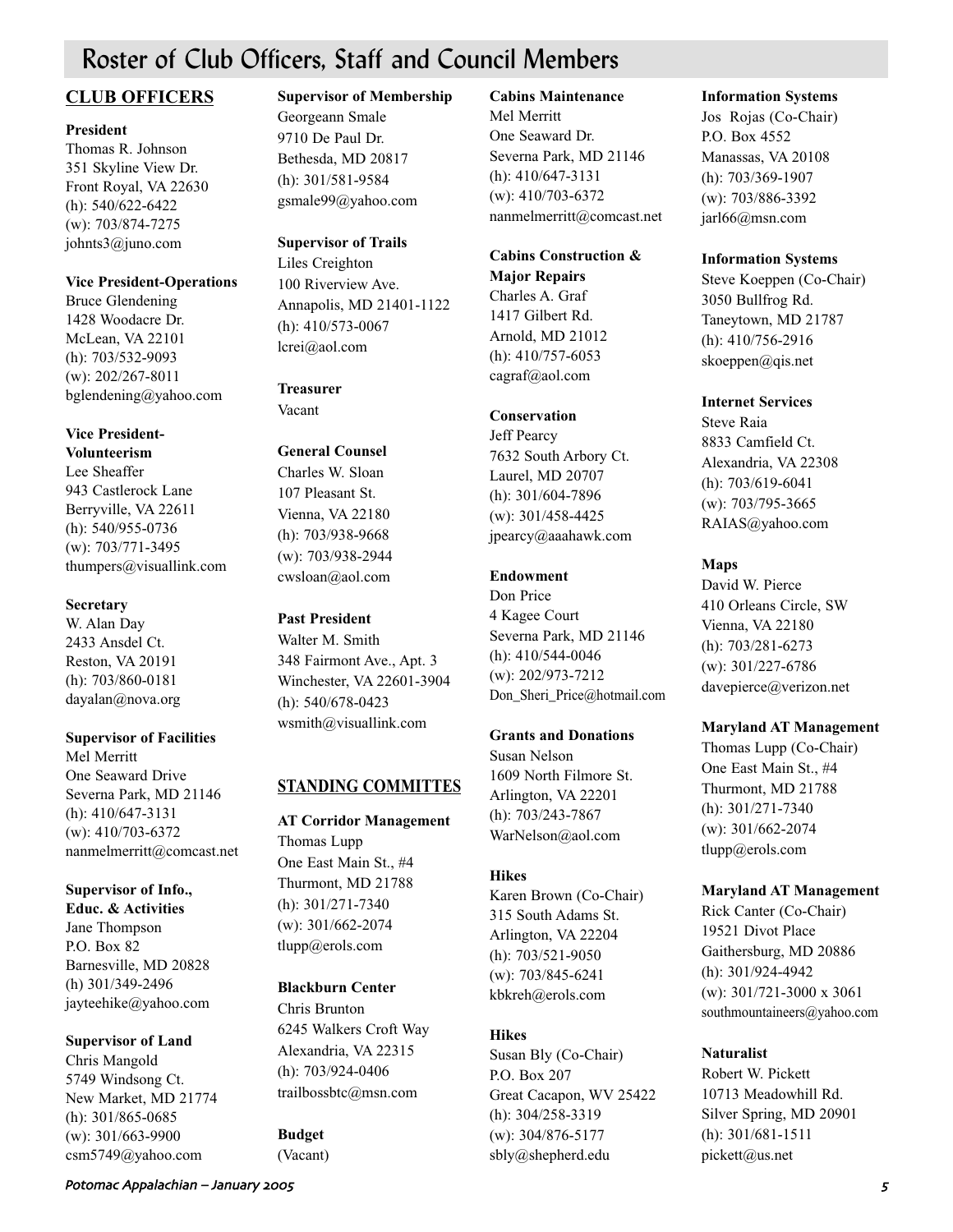# Roster of Club Officers, Staff and Council Members

## CLUB OFFICERS

**President**
Thomas R. Johnson
351 Skyline View Dr.
Front Royal, VA 22630
(h): 540/622-6422
(w): 703/874-7275
johnts3@juno.com

**Vice President-Operations**
Bruce Glendening
1428 Woodacre Dr.
McLean, VA 22101
(h): 703/532-9093
(w): 202/267-8011
bglendening@yahoo.com

**Vice President-Volunteerism**
Lee Sheaffer
943 Castlerock Lane
Berryville, VA 22611
(h): 540/955-0736
(w): 703/771-3495
thumpers@visuallink.com

**Secretary**
W. Alan Day
2433 Ansdel Ct.
Reston, VA 20191
(h): 703/860-0181
dayalan@nova.org

**Supervisor of Facilities**
Mel Merritt
One Seaward Drive
Severna Park, MD 21146
(h): 410/647-3131
(w): 410/703-6372
nanmelmerritt@comcast.net

**Supervisor of Info., Educ. & Activities**
Jane Thompson
P.O. Box 82
Barnesville, MD 20828
(h) 301/349-2496
jayteehike@yahoo.com

**Supervisor of Land**
Chris Mangold
5749 Windsong Ct.
New Market, MD 21774
(h): 301/865-0685
(w): 301/663-9900
csm5749@yahoo.com

**Supervisor of Membership**
Georgeann Smale
9710 De Paul Dr.
Bethesda, MD 20817
(h): 301/581-9584
gsmale99@yahoo.com

**Supervisor of Trails**
Liles Creighton
100 Riverview Ave.
Annapolis, MD 21401-1122
(h): 410/573-0067
lcrei@aol.com

**Treasurer**
Vacant

**General Counsel**
Charles W. Sloan
107 Pleasant St.
Vienna, VA 22180
(h): 703/938-9668
(w): 703/938-2944
cwsloan@aol.com

**Past President**
Walter M. Smith
348 Fairmont Ave., Apt. 3
Winchester, VA 22601-3904
(h): 540/678-0423
wsmith@visuallink.com

## STANDING COMMITTES

**AT Corridor Management**
Thomas Lupp
One East Main St., #4
Thurmont, MD 21788
(h): 301/271-7340
(w): 301/662-2074
tlupp@erols.com

**Blackburn Center**
Chris Brunton
6245 Walkers Croft Way
Alexandria, VA 22315
(h): 703/924-0406
trailbossbtc@msn.com

**Budget**
(Vacant)

**Cabins Maintenance**
Mel Merritt
One Seaward Dr.
Severna Park, MD 21146
(h): 410/647-3131
(w): 410/703-6372
nanmelmerritt@comcast.net

**Cabins Construction & Major Repairs**
Charles A. Graf
1417 Gilbert Rd.
Arnold, MD 21012
(h): 410/757-6053
cagraf@aol.com

**Conservation**
Jeff Pearcy
7632 South Arbory Ct.
Laurel, MD 20707
(h): 301/604-7896
(w): 301/458-4425
jpearcy@aaahawk.com

**Endowment**
Don Price
4 Kagee Court
Severna Park, MD 21146
(h): 410/544-0046
(w): 202/973-7212
Don_Sheri_Price@hotmail.com

**Grants and Donations**
Susan Nelson
1609 North Filmore St.
Arlington, VA 22201
(h): 703/243-7867
WarNelson@aol.com

**Hikes**
Karen Brown (Co-Chair)
315 South Adams St.
Arlington, VA 22204
(h): 703/521-9050
(w): 703/845-6241
kbkreh@erols.com

**Hikes**
Susan Bly (Co-Chair)
P.O. Box 207
Great Cacapon, WV 25422
(h): 304/258-3319
(w): 304/876-5177
sbly@shepherd.edu

**Information Systems**
Jos Rojas (Co-Chair)
P.O. Box 4552
Manassas, VA 20108
(h): 703/369-1907
(w): 703/886-3392
jarl66@msn.com

**Information Systems**
Steve Koeppen (Co-Chair)
3050 Bullfrog Rd.
Taneytown, MD 21787
(h): 410/756-2916
skoeppen@qis.net

**Internet Services**
Steve Raia
8833 Camfield Ct.
Alexandria, VA 22308
(h): 703/619-6041
(w): 703/795-3665
RAIAS@yahoo.com

**Maps**
David W. Pierce
410 Orleans Circle, SW
Vienna, VA 22180
(h): 703/281-6273
(w): 301/227-6786
davepierce@verizon.net

**Maryland AT Management**
Thomas Lupp (Co-Chair)
One East Main St., #4
Thurmont, MD 21788
(h): 301/271-7340
(w): 301/662-2074
tlupp@erols.com

**Maryland AT Management**
Rick Canter (Co-Chair)
19521 Divot Place
Gaithersburg, MD 20886
(h): 301/924-4942
(w): 301/721-3000 x 3061
southmountaineers@yahoo.com

**Naturalist**
Robert W. Pickett
10713 Meadowhill Rd.
Silver Spring, MD 20901
(h): 301/681-1511
pickett@us.net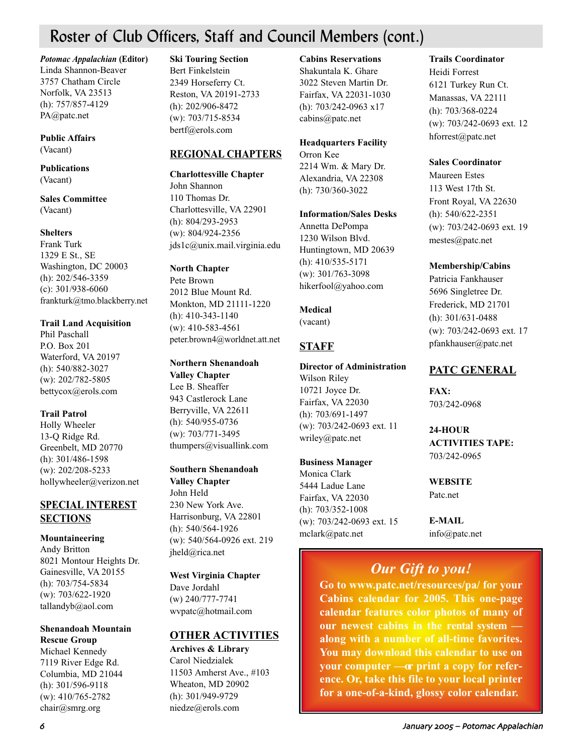# Roster of Club Officers, Staff and Council Members (cont.)

***Potomac Appalachian* (Editor)**
Linda Shannon-Beaver
3757 Chatham Circle
Norfolk, VA 23513
(h): 757/857-4129
PA@patc.net

**Public Affairs**
(Vacant)

**Publications**
(Vacant)

**Sales Committee**
(Vacant)

**Shelters**
Frank Turk
1329 E St., SE
Washington, DC 20003
(h): 202/546-3359
(c): 301/938-6060
frankturk@tmo.blackberry.net

**Trail Land Acquisition**
Phil Paschall
P.O. Box 201
Waterford, VA 20197
(h): 540/882-3027
(w): 202/782-5805
bettycox@erols.com

**Trail Patrol**
Holly Wheeler
13-Q Ridge Rd.
Greenbelt, MD 20770
(h): 301/486-1598
(w): 202/208-5233
hollywheeler@verizon.net

## SPECIAL INTEREST SECTIONS

**Mountaineering**
Andy Britton
8021 Montour Heights Dr.
Gainesville, VA 20155
(h): 703/754-5834
(w): 703/622-1920
tallandyb@aol.com

**Shenandoah Mountain Rescue Group**
Michael Kennedy
7119 River Edge Rd.
Columbia, MD 21044
(h): 301/596-9118
(w): 410/765-2782
chair@smrg.org

**Ski Touring Section**
Bert Finkelstein
2349 Horseferry Ct.
Reston, VA 20191-2733
(h): 202/906-8472
(w): 703/715-8534
bertf@erols.com

## REGIONAL CHAPTERS

**Charlottesville Chapter**
John Shannon
110 Thomas Dr.
Charlottesville, VA 22901
(h): 804/293-2953
(w): 804/924-2356
jds1c@unix.mail.virginia.edu

**North Chapter**
Pete Brown
2012 Blue Mount Rd.
Monkton, MD 21111-1220
(h): 410-343-1140
(w): 410-583-4561
peter.brown4@worldnet.att.net

**Northern Shenandoah Valley Chapter**
Lee B. Sheaffer
943 Castlerock Lane
Berryville, VA 22611
(h): 540/955-0736
(w): 703/771-3495
thumpers@visuallink.com

**Southern Shenandoah Valley Chapter**
John Held
230 New York Ave.
Harrisonburg, VA 22801
(h): 540/564-1926
(w): 540/564-0926 ext. 219
jheld@rica.net

**West Virginia Chapter**
Dave Jordahl
(w) 240/777-7741
wvpatc@hotmail.com

## OTHER ACTIVITIES

**Archives & Library**
Carol Niedzialek
11503 Amherst Ave., #103
Wheaton, MD 20902
(h): 301/949-9729
niedze@erols.com

**Cabins Reservations**
Shakuntala K. Ghare
3022 Steven Martin Dr.
Fairfax, VA 22031-1030
(h): 703/242-0963 x17
cabins@patc.net

**Headquarters Facility**
Orron Kee
2214 Wm. & Mary Dr.
Alexandria, VA 22308
(h): 730/360-3022

**Information/Sales Desks**
Annetta DePompa
1230 Wilson Blvd.
Huntingtown, MD 20639
(h): 410/535-5171
(w): 301/763-3098
hikerfool@yahoo.com

**Medical**
(vacant)

## STAFF

**Director of Administration**
Wilson Riley
10721 Joyce Dr.
Fairfax, VA 22030
(h): 703/691-1497
(w): 703/242-0693 ext. 11
wriley@patc.net

**Business Manager**
Monica Clark
5444 Ladue Lane
Fairfax, VA 22030
(h): 703/352-1008
(w): 703/242-0693 ext. 15
mclark@patc.net

**Trails Coordinator**
Heidi Forrest
6121 Turkey Run Ct.
Manassas, VA 22111
(h): 703/368-0224
(w): 703/242-0693 ext. 12
hforrest@patc.net

**Sales Coordinator**
Maureen Estes
113 West 17th St.
Front Royal, VA 22630
(h): 540/622-2351
(w): 703/242-0693 ext. 19
mestes@patc.net

**Membership/Cabins**
Patricia Fankhauser
5696 Singletree Dr.
Frederick, MD 21701
(h): 301/631-0488
(w): 703/242-0693 ext. 17
pfankhauser@patc.net

## PATC GENERAL

**FAX:**
703/242-0968

**24-HOUR ACTIVITIES TAPE:**
703/242-0965

**WEBSITE**
Patc.net

**E-MAIL**
info@patc.net

### *Our Gift to you!*

**Go to www.patc.net/resources/pa/ for your Cabins calendar for 2005. This one-page calendar features color photos of many of our newest cabins in the rental system — along with a number of all-time favorites. You may download this calendar to use on your computer —or print a copy for reference. Or, take this file to your local printer for a one-of-a-kind, glossy color calendar.**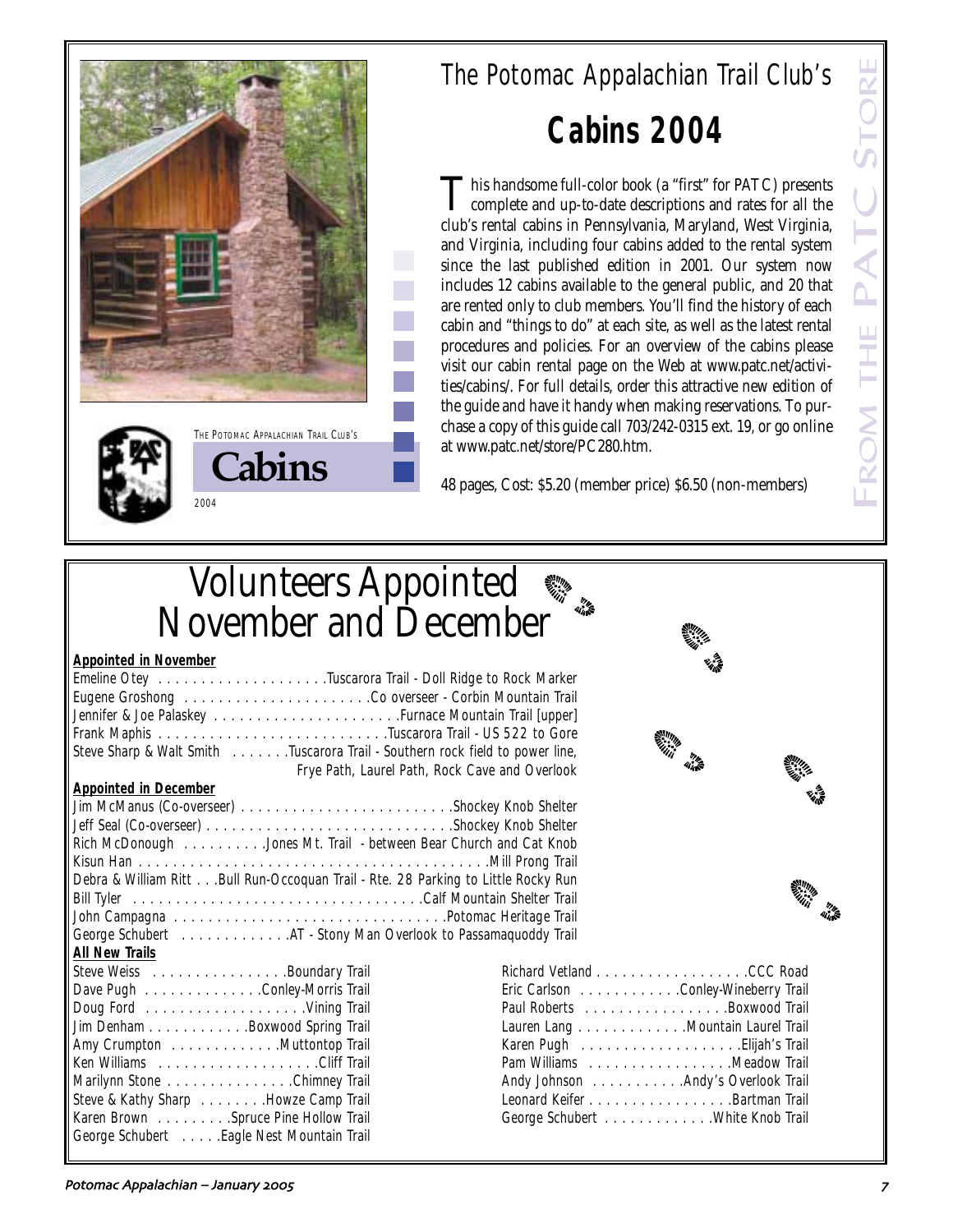## The Potomac Appalachian Trail Club's

# Cabins 2004

This handsome full-color book (a "first" for PATC) presents complete and up-to-date descriptions and rates for all the club's rental cabins in Pennsylvania, Maryland, West Virginia, and Virginia, including four cabins added to the rental system since the last published edition in 2001. Our system now includes 12 cabins available to the general public, and 20 that are rented only to club members. You'll find the history of each cabin and "things to do" at each site, as well as the latest rental procedures and policies. For an overview of the cabins please visit our cabin rental page on the Web at www.patc.net/activities/cabins/. For full details, order this attractive new edition of the guide and have it handy when making reservations. To purchase a copy of this guide call 703/242-0315 ext. 19, or go online at www.patc.net/store/PC280.htm.

48 pages, Cost: $5.20 (member price) $6.50 (non-members)

FROM THE PATC STORE

# Volunteers Appointed November and December

**Appointed in November**

Emeline Otey . . . . . . . . . . . . . . . . . . . .Tuscarora Trail - Doll Ridge to Rock Marker
Eugene Groshong . . . . . . . . . . . . . . . . . . . . . .Co overseer - Corbin Mountain Trail
Jennifer & Joe Palaskey . . . . . . . . . . . . . . . . . . . . . .Furnace Mountain Trail [upper]
Frank Maphis . . . . . . . . . . . . . . . . . . . . . . . . . . .Tuscarora Trail - US 522 to Gore
Steve Sharp & Walt Smith . . . . . . .Tuscarora Trail - Southern rock field to power line, Frye Path, Laurel Path, Rock Cave and Overlook

**Appointed in December**

Jim McManus (Co-overseer) . . . . . . . . . . . . . . . . . . . . . . . . .Shockey Knob Shelter
Jeff Seal (Co-overseer) . . . . . . . . . . . . . . . . . . . . . . . . . . . .Shockey Knob Shelter
Rich McDonough . . . . . . . . . .Jones Mt. Trail - between Bear Church and Cat Knob
Kisun Han . . . . . . . . . . . . . . . . . . . . . . . . . . . . . . . . . . . . . . . . .Mill Prong Trail
Debra & William Ritt . . .Bull Run-Occoquan Trail - Rte. 28 Parking to Little Rocky Run
Bill Tyler . . . . . . . . . . . . . . . . . . . . . . . . . . . . . . . . . .Calf Mountain Shelter Trail
John Campagna . . . . . . . . . . . . . . . . . . . . . . . . . . . . . . . .Potomac Heritage Trail
George Schubert . . . . . . . . . . . . .AT - Stony Man Overlook to Passamaquoddy Trail

**All New Trails**

Steve Weiss . . . . . . . . . . . . . . . .Boundary Trail
Dave Pugh . . . . . . . . . . . . . .Conley-Morris Trail
Doug Ford . . . . . . . . . . . . . . . . . . .Vining Trail
Jim Denham . . . . . . . . . . . .Boxwood Spring Trail
Amy Crumpton . . . . . . . . . . . . .Muttontop Trail
Ken Williams . . . . . . . . . . . . . . . . . . .Cliff Trail
Marilynn Stone . . . . . . . . . . . . . . .Chimney Trail
Steve & Kathy Sharp . . . . . . . .Howze Camp Trail
Karen Brown . . . . . . . . .Spruce Pine Hollow Trail
George Schubert . . . . .Eagle Nest Mountain Trail
Richard Vetland . . . . . . . . . . . . . . . . . .CCC Road
Eric Carlson . . . . . . . . . . . .Conley-Wineberry Trail
Paul Roberts . . . . . . . . . . . . . . . . .Boxwood Trail
Lauren Lang . . . . . . . . . . . . .Mountain Laurel Trail
Karen Pugh . . . . . . . . . . . . . . . . . . .Elijah's Trail
Pam Williams . . . . . . . . . . . . . . . . .Meadow Trail
Andy Johnson . . . . . . . . . . .Andy's Overlook Trail
Leonard Keifer . . . . . . . . . . . . . . . . .Bartman Trail
George Schubert . . . . . . . . . . . . .White Knob Trail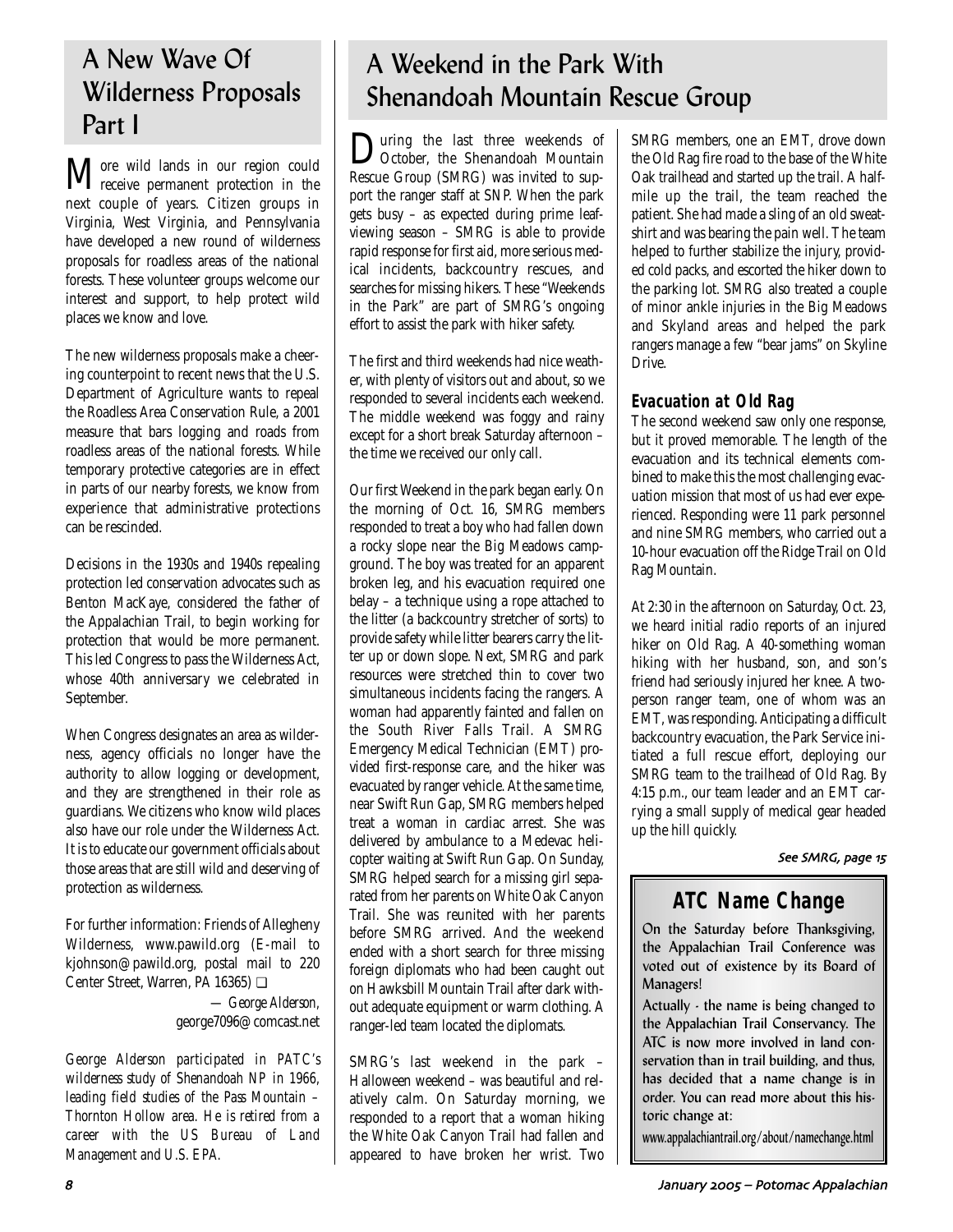# A New Wave Of Wilderness Proposals Part I

More wild lands in our region could receive permanent protection in the next couple of years. Citizen groups in Virginia, West Virginia, and Pennsylvania have developed a new round of wilderness proposals for roadless areas of the national forests. These volunteer groups welcome our interest and support, to help protect wild places we know and love.

The new wilderness proposals make a cheering counterpoint to recent news that the U.S. Department of Agriculture wants to repeal the Roadless Area Conservation Rule, a 2001 measure that bars logging and roads from roadless areas of the national forests. While temporary protective categories are in effect in parts of our nearby forests, we know from experience that administrative protections can be rescinded.

Decisions in the 1930s and 1940s repealing protection led conservation advocates such as Benton MacKaye, considered the father of the Appalachian Trail, to begin working for protection that would be more permanent. This led Congress to pass the Wilderness Act, whose 40th anniversary we celebrated in September.

When Congress designates an area as wilderness, agency officials no longer have the authority to allow logging or development, and they are strengthened in their role as guardians. We citizens who know wild places also have our role under the Wilderness Act. It is to educate our government officials about those areas that are still wild and deserving of protection as wilderness.

For further information: Friends of Allegheny Wilderness, www.pawild.org (E-mail to kjohnson@pawild.org, postal mail to 220 Center Street, Warren, PA 16365) ❑

— George Alderson, george7096@comcast.net

*George Alderson participated in PATC's wilderness study of Shenandoah NP in 1966, leading field studies of the Pass Mountain – Thornton Hollow area. He is retired from a career with the US Bureau of Land Management and U.S. EPA.*

# A Weekend in the Park With Shenandoah Mountain Rescue Group

During the last three weekends of October, the Shenandoah Mountain Rescue Group (SMRG) was invited to support the ranger staff at SNP. When the park gets busy – as expected during prime leaf-viewing season – SMRG is able to provide rapid response for first aid, more serious medical incidents, backcountry rescues, and searches for missing hikers. These "Weekends in the Park" are part of SMRG's ongoing effort to assist the park with hiker safety.

The first and third weekends had nice weather, with plenty of visitors out and about, so we responded to several incidents each weekend. The middle weekend was foggy and rainy except for a short break Saturday afternoon – the time we received our only call.

Our first Weekend in the park began early. On the morning of Oct. 16, SMRG members responded to treat a boy who had fallen down a rocky slope near the Big Meadows campground. The boy was treated for an apparent broken leg, and his evacuation required one belay – a technique using a rope attached to the litter (a backcountry stretcher of sorts) to provide safety while litter bearers carry the litter up or down slope. Next, SMRG and park resources were stretched thin to cover two simultaneous incidents facing the rangers. A woman had apparently fainted and fallen on the South River Falls Trail. A SMRG Emergency Medical Technician (EMT) provided first-response care, and the hiker was evacuated by ranger vehicle. At the same time, near Swift Run Gap, SMRG members helped treat a woman in cardiac arrest. She was delivered by ambulance to a Medevac helicopter waiting at Swift Run Gap. On Sunday, SMRG helped search for a missing girl separated from her parents on White Oak Canyon Trail. She was reunited with her parents before SMRG arrived. And the weekend ended with a short search for three missing foreign diplomats who had been caught out on Hawksbill Mountain Trail after dark without adequate equipment or warm clothing. A ranger-led team located the diplomats.

SMRG's last weekend in the park – Halloween weekend – was beautiful and relatively calm. On Saturday morning, we responded to a report that a woman hiking the White Oak Canyon Trail had fallen and appeared to have broken her wrist. Two SMRG members, one an EMT, drove down the Old Rag fire road to the base of the White Oak trailhead and started up the trail. A half-mile up the trail, the team reached the patient. She had made a sling of an old sweatshirt and was bearing the pain well. The team helped to further stabilize the injury, provided cold packs, and escorted the hiker down to the parking lot. SMRG also treated a couple of minor ankle injuries in the Big Meadows and Skyland areas and helped the park rangers manage a few "bear jams" on Skyline Drive.

## Evacuation at Old Rag

The second weekend saw only one response, but it proved memorable. The length of the evacuation and its technical elements combined to make this the most challenging evacuation mission that most of us had ever experienced. Responding were 11 park personnel and nine SMRG members, who carried out a 10-hour evacuation off the Ridge Trail on Old Rag Mountain.

At 2:30 in the afternoon on Saturday, Oct. 23, we heard initial radio reports of an injured hiker on Old Rag. A 40-something woman hiking with her husband, son, and son's friend had seriously injured her knee. A two-person ranger team, one of whom was an EMT, was responding. Anticipating a difficult backcountry evacuation, the Park Service initiated a full rescue effort, deploying our SMRG team to the trailhead of Old Rag. By 4:15 p.m., our team leader and an EMT carrying a small supply of medical gear headed up the hill quickly.

*See SMRG, page 15*

## ATC Name Change

On the Saturday before Thanksgiving, the Appalachian Trail Conference was voted out of existence by its Board of Managers!

Actually - the name is being changed to the Appalachian Trail Conservancy. The ATC is now more involved in land conservation than in trail building, and thus, has decided that a name change is in order. You can read more about this historic change at:

www.appalachiantrail.org/about/namechange.html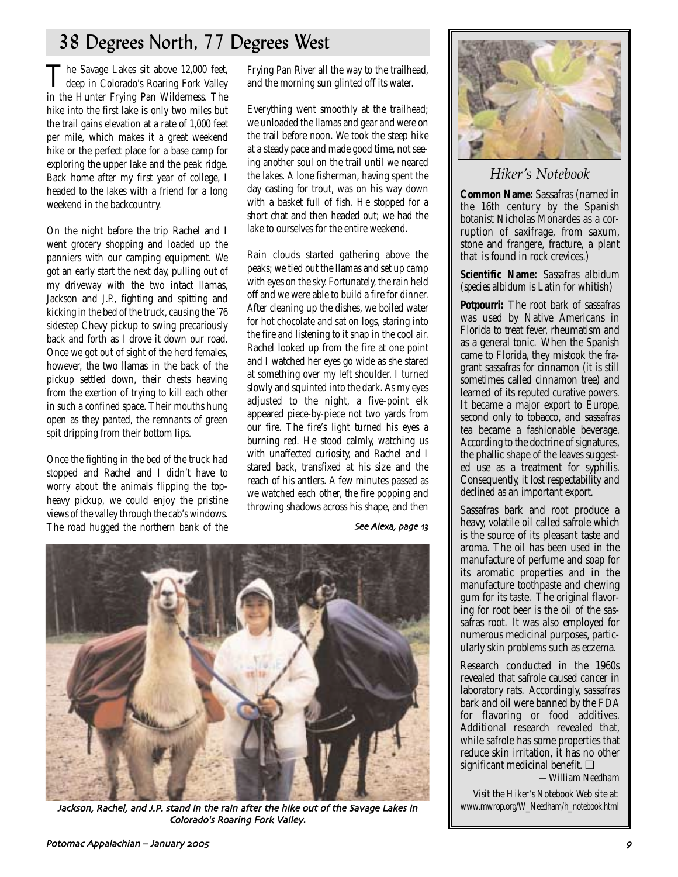# 38 Degrees North, 77 Degrees West

The Savage Lakes sit above 12,000 feet, deep in Colorado's Roaring Fork Valley in the Hunter Frying Pan Wilderness. The hike into the first lake is only two miles but the trail gains elevation at a rate of 1,000 feet per mile, which makes it a great weekend hike or the perfect place for a base camp for exploring the upper lake and the peak ridge. Back home after my first year of college, I headed to the lakes with a friend for a long weekend in the backcountry.

On the night before the trip Rachel and I went grocery shopping and loaded up the panniers with our camping equipment. We got an early start the next day, pulling out of my driveway with the two intact llamas, Jackson and J.P., fighting and spitting and kicking in the bed of the truck, causing the '76 sidestep Chevy pickup to swing precariously back and forth as I drove it down our road. Once we got out of sight of the herd females, however, the two llamas in the back of the pickup settled down, their chests heaving from the exertion of trying to kill each other in such a confined space. Their mouths hung open as they panted, the remnants of green spit dripping from their bottom lips.

Once the fighting in the bed of the truck had stopped and Rachel and I didn't have to worry about the animals flipping the top-heavy pickup, we could enjoy the pristine views of the valley through the cab's windows. The road hugged the northern bank of the Frying Pan River all the way to the trailhead, and the morning sun glinted off its water.

Everything went smoothly at the trailhead; we unloaded the llamas and gear and were on the trail before noon. We took the steep hike at a steady pace and made good time, not seeing another soul on the trail until we neared the lakes. A lone fisherman, having spent the day casting for trout, was on his way down with a basket full of fish. He stopped for a short chat and then headed out; we had the lake to ourselves for the entire weekend.

Rain clouds started gathering above the peaks; we tied out the llamas and set up camp with eyes on the sky. Fortunately, the rain held off and we were able to build a fire for dinner. After cleaning up the dishes, we boiled water for hot chocolate and sat on logs, staring into the fire and listening to it snap in the cool air. Rachel looked up from the fire at one point and I watched her eyes go wide as she stared at something over my left shoulder. I turned slowly and squinted into the dark. As my eyes adjusted to the night, a five-point elk appeared piece-by-piece not two yards from our fire. The fire's light turned his eyes a burning red. He stood calmly, watching us with unaffected curiosity, and Rachel and I stared back, transfixed at his size and the reach of his antlers. A few minutes passed as we watched each other, the fire popping and throwing shadows across his shape, and then

*See Alexa, page 13*

*Jackson, Rachel, and J.P. stand in the rain after the hike out of the Savage Lakes in Colorado's Roaring Fork Valley.*

## *Hiker's Notebook*

**Common Name:** Sassafras (named in the 16th century by the Spanish botanist Nicholas Monardes as a corruption of saxifrage, from saxum, stone and frangere, fracture, a plant that is found in rock crevices.)

**Scientific Name:** *Sassafras albidum* (*species albidum* is Latin for whitish)

**Potpourri:** The root bark of sassafras was used by Native Americans in Florida to treat fever, rheumatism and as a general tonic. When the Spanish came to Florida, they mistook the fragrant sassafras for cinnamon (it is still sometimes called cinnamon tree) and learned of its reputed curative powers. It became a major export to Europe, second only to tobacco, and sassafras tea became a fashionable beverage. According to the doctrine of signatures, the phallic shape of the leaves suggested use as a treatment for syphilis. Consequently, it lost respectability and declined as an important export.

Sassafras bark and root produce a heavy, volatile oil called safrole which is the source of its pleasant taste and aroma. The oil has been used in the manufacture of perfume and soap for its aromatic properties and in the manufacture toothpaste and chewing gum for its taste. The original flavoring for root beer is the oil of the sassafras root. It was also employed for numerous medicinal purposes, particularly skin problems such as eczema.

Research conducted in the 1960s revealed that safrole caused cancer in laboratory rats. Accordingly, sassafras bark and oil were banned by the FDA for flavoring or food additives. Additional research revealed that, while safrole has some properties that reduce skin irritation, it has no other significant medicinal benefit. ❑

*—William Needham*

*Visit the Hiker's Notebook Web site at: www.mwrop.org/W_Needham/h_notebook.html*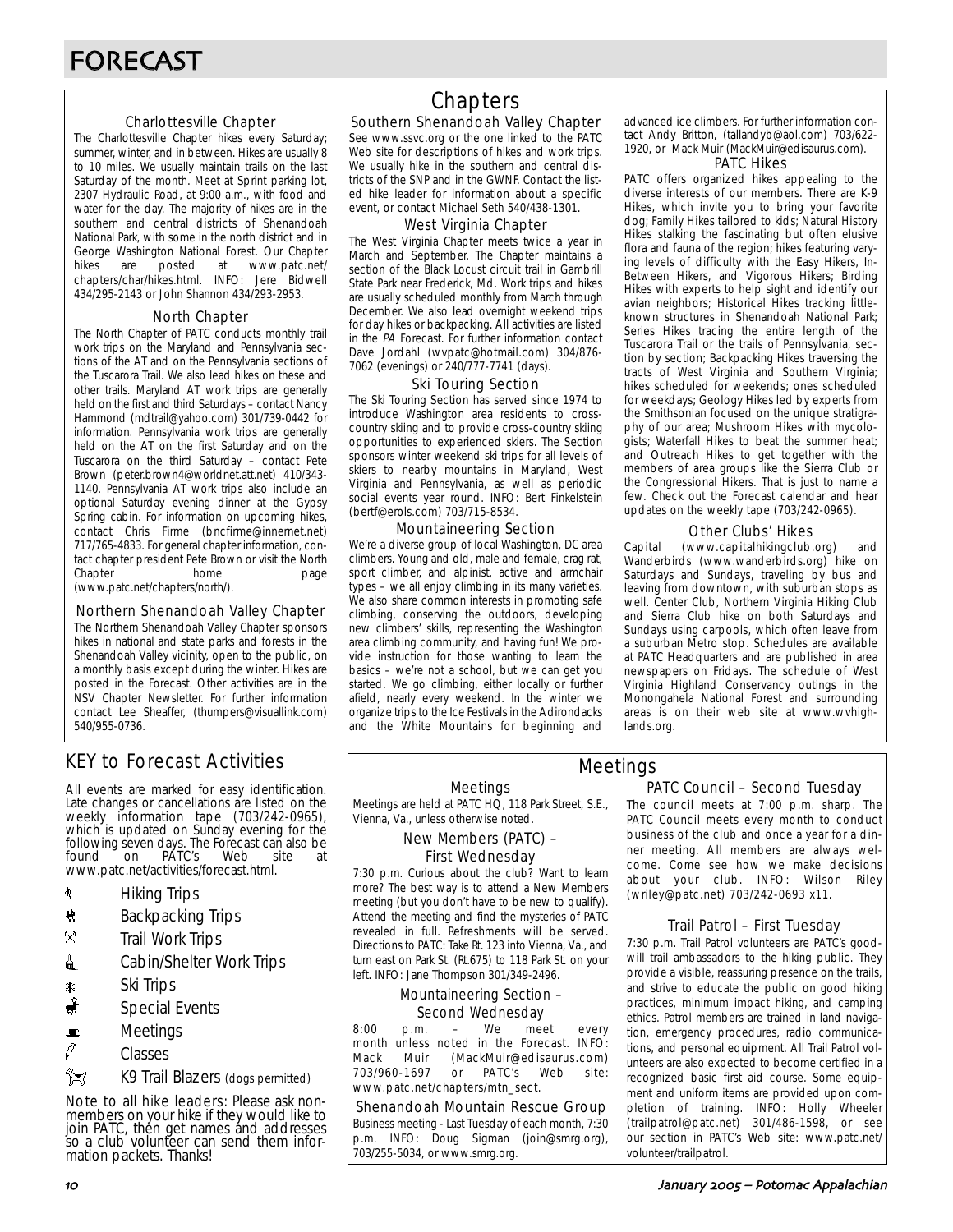# FORECAST

## Chapters

### Charlottesville Chapter

The Charlottesville Chapter hikes every Saturday; summer, winter, and in between. Hikes are usually 8 to 10 miles. We usually maintain trails on the last Saturday of the month. Meet at Sprint parking lot, 2307 Hydraulic Road, at 9:00 a.m., with food and water for the day. The majority of hikes are in the southern and central districts of Shenandoah National Park, with some in the north district and in George Washington National Forest. Our Chapter hikes are posted at www.patc.net/chapters/char/hikes.html. INFO: Jere Bidwell 434/295-2143 or John Shannon 434/293-2953.

### North Chapter

The North Chapter of PATC conducts monthly trail work trips on the Maryland and Pennsylvania sections of the AT and on the Pennsylvania sections of the Tuscarora Trail. We also lead hikes on these and other trails. Maryland AT work trips are generally held on the first and third Saturdays – contact Nancy Hammond (mdtrail@yahoo.com) 301/739-0442 for information. Pennsylvania work trips are generally held on the AT on the first Saturday and on the Tuscarora on the third Saturday – contact Pete Brown (peter.brown4@worldnet.att.net) 410/343-1140. Pennsylvania AT work trips also include an optional Saturday evening dinner at the Gypsy Spring cabin. For information on upcoming hikes, contact Chris Firme (bncfirme@innernet.net) 717/765-4833. For general chapter information, contact chapter president Pete Brown or visit the North Chapter home page (www.patc.net/chapters/north/).

### Northern Shenandoah Valley Chapter

The Northern Shenandoah Valley Chapter sponsors hikes in national and state parks and forests in the Shenandoah Valley vicinity, open to the public, on a monthly basis except during the winter. Hikes are posted in the Forecast. Other activities are in the NSV Chapter Newsletter. For further information contact Lee Sheaffer, (thumpers@visuallink.com) 540/955-0736.

### Southern Shenandoah Valley Chapter

See www.ssvc.org or the one linked to the PATC Web site for descriptions of hikes and work trips. We usually hike in the southern and central districts of the SNP and in the GWNF. Contact the listed hike leader for information about a specific event, or contact Michael Seth 540/438-1301.

### West Virginia Chapter

The West Virginia Chapter meets twice a year in March and September. The Chapter maintains a section of the Black Locust circuit trail in Gambrill State Park near Frederick, Md. Work trips and hikes are usually scheduled monthly from March through December. We also lead overnight weekend trips for day hikes or backpacking. All activities are listed in the *PA* Forecast. For further information contact Dave Jordahl (wvpatc@hotmail.com) 304/876-7062 (evenings) or 240/777-7741 (days).

### Ski Touring Section

The Ski Touring Section has served since 1974 to introduce Washington area residents to cross-country skiing and to provide cross-country skiing opportunities to experienced skiers. The Section sponsors winter weekend ski trips for all levels of skiers to nearby mountains in Maryland, West Virginia and Pennsylvania, as well as periodic social events year round. INFO: Bert Finkelstein (bertf@erols.com) 703/715-8534.

### Mountaineering Section

We're a diverse group of local Washington, DC area climbers. Young and old, male and female, crag rat, sport climber, and alpinist, active and armchair types – we all enjoy climbing in its many varieties. We also share common interests in promoting safe climbing, conserving the outdoors, developing new climbers' skills, representing the Washington area climbing community, and having fun! We provide instruction for those wanting to learn the basics – we're not a school, but we can get you started. We go climbing, either locally or further afield, nearly every weekend. In the winter we organize trips to the Ice Festivals in the Adirondacks and the White Mountains for beginning and advanced ice climbers. For further information contact Andy Britton, (tallandyb@aol.com) 703/622-1920, or Mack Muir (MackMuir@edisaurus.com).

### PATC Hikes

PATC offers organized hikes appealing to the diverse interests of our members. There are K-9 Hikes, which invite you to bring your favorite dog; Family Hikes tailored to kids; Natural History Hikes stalking the fascinating but often elusive flora and fauna of the region; hikes featuring varying levels of difficulty with the Easy Hikers, In-Between Hikers, and Vigorous Hikers; Birding Hikes with experts to help sight and identify our avian neighbors; Historical Hikes tracking little-known structures in Shenandoah National Park; Series Hikes tracing the entire length of the Tuscarora Trail or the trails of Pennsylvania, section by section; Backpacking Hikes traversing the tracts of West Virginia and Southern Virginia; hikes scheduled for weekends; ones scheduled for weekdays; Geology Hikes led by experts from the Smithsonian focused on the unique stratigraphy of our area; Mushroom Hikes with mycologists; Waterfall Hikes to beat the summer heat; and Outreach Hikes to get together with the members of area groups like the Sierra Club or the Congressional Hikers. That is just to name a few. Check out the Forecast calendar and hear updates on the weekly tape (703/242-0965).

### Other Clubs' Hikes

Capital (www.capitalhikingclub.org) and Wanderbirds (www.wanderbirds.org) hike on Saturdays and Sundays, traveling by bus and leaving from downtown, with suburban stops as well. Center Club, Northern Virginia Hiking Club and Sierra Club hike on both Saturdays and Sundays using carpools, which often leave from a suburban Metro stop. Schedules are available at PATC Headquarters and are published in area newspapers on Fridays. The schedule of West Virginia Highland Conservancy outings in the Monongahela National Forest and surrounding areas is on their web site at www.wvhighlands.org.

## KEY to Forecast Activities

All events are marked for easy identification. Late changes or cancellations are listed on the weekly information tape (703/242-0965), which is updated on Sunday evening for the following seven days. The Forecast can also be found on PATC's Web site at www.patc.net/activities/forecast.html.

- Hiking Trips
- Backpacking Trips
- Trail Work Trips
- Cabin/Shelter Work Trips
- Ski Trips
- Special Events
- Meetings
- Classes
- K9 Trail Blazers (dogs permitted)

Note to all hike leaders: Please ask non-members on your hike if they would like to join PATC, then get names and addresses so a club volunteer can send them information packets. Thanks!

## Meetings

### Meetings

Meetings are held at PATC HQ, 118 Park Street, S.E., Vienna, Va., unless otherwise noted.

### New Members (PATC) – First Wednesday

7:30 p.m. Curious about the club? Want to learn more? The best way is to attend a New Members meeting (but you don't have to be new to qualify). Attend the meeting and find the mysteries of PATC revealed in full. Refreshments will be served. Directions to PATC: Take Rt. 123 into Vienna, Va., and turn east on Park St. (Rt.675) to 118 Park St. on your left. INFO: Jane Thompson 301/349-2496.

### Mountaineering Section – Second Wednesday

8:00 p.m. – We meet every month unless noted in the Forecast. INFO: Mack Muir (MackMuir@edisaurus.com) 703/960-1697 or PATC's Web site: www.patc.net/chapters/mtn_sect.

### Shenandoah Mountain Rescue Group

Business meeting - Last Tuesday of each month, 7:30 p.m. INFO: Doug Sigman (join@smrg.org), 703/255-5034, or www.smrg.org.

### PATC Council – Second Tuesday

The council meets at 7:00 p.m. sharp. The PATC Council meets every month to conduct business of the club and once a year for a dinner meeting. All members are always welcome. Come see how we make decisions about your club. INFO: Wilson Riley (wriley@patc.net) 703/242-0693 x11.

### Trail Patrol – First Tuesday

7:30 p.m. Trail Patrol volunteers are PATC's goodwill trail ambassadors to the hiking public. They provide a visible, reassuring presence on the trails, and strive to educate the public on good hiking practices, minimum impact hiking, and camping ethics. Patrol members are trained in land navigation, emergency procedures, radio communications, and personal equipment. All Trail Patrol volunteers are also expected to become certified in a recognized basic first aid course. Some equipment and uniform items are provided upon completion of training. INFO: Holly Wheeler (trailpatrol@patc.net) 301/486-1598, or see our section in PATC's Web site: www.patc.net/volunteer/trailpatrol.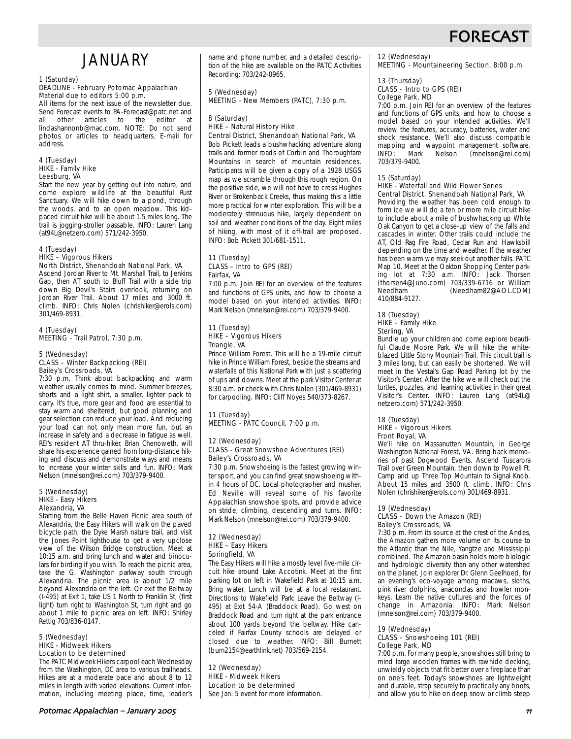# FORECAST

## JANUARY

1 (Saturday)
DEADLINE - February Potomac Appalachian Material due to editors 5:00 p.m.
All items for the next issue of the newsletter due. Send Forecast events to PA-Forecast@patc.net and all other articles to the editor at lindashannonb@mac.com. NOTE: Do not send photos or articles to headquarters. E-mail for address.

4 (Tuesday)
HIKE - Family Hike
Leesburg, VA
Start the new year by getting out into nature, and come explore wildlife at the beautiful Rust Sanctuary. We will hike down to a pond, through the woods, and to an open meadow. This kid-paced circuit hike will be about 1.5 miles long. The trail is jogging-stroller passable. INFO: Lauren Lang (at94L@netzero.com) 571/242-3950.

4 (Tuesday)
HIKE – Vigorous Hikers
North District, Shenandoah National Park, VA
Ascend Jordan River to Mt. Marshall Trail, to Jenkins Gap, then AT south to Bluff Trail with a side trip down Big Devil's Stairs overlook, returning on Jordan River Trail. About 17 miles and 3000 ft. climb. INFO: Chris Nolen (chrishiker@erols.com) 301/469-8931.

4 (Tuesday)
MEETING - Trail Patrol, 7:30 p.m.

5 (Wednesday)
CLASS – Winter Backpacking (REI)
Bailey's Crossroads, VA
7:30 p.m. Think about backpacking and warm weather usually comes to mind. Summer breezes, shorts and a light shirt, a smaller, lighter pack to carry. It's true, more gear and food are essential to stay warm and sheltered, but good planning and gear selection can reduce your load. And reducing your load can not only mean more fun, but an increase in safety and a decrease in fatigue as well. REI's resident AT thru-hiker, Brian Chenoweth, will share his experience gained from long-distance hiking and discuss and demonstrate ways and means to increase your winter skills and fun. INFO: Mark Nelson (mnelson@rei.com) 703/379-9400.

5 (Wednesday)
HIKE - Easy Hikers
Alexandria, VA
Starting from the Belle Haven Picnic area south of Alexandria, the Easy Hikers will walk on the paved bicycle path, the Dyke Marsh nature trail, and visit the Jones Point lighthouse to get a very upclose view of the Wilson Bridge construction. Meet at 10:15 a.m. and bring lunch and water and binoculars for birding if you wish. To reach the picnic area, take the G. Washington parkway south through Alexandria. The picnic area is about 1/2 mile beyond Alexandria on the left. Or exit the Beltway (I-495) at Exit 1, take US 1 North to Franklin St, (first light) turn right to Washington St, turn right and go about 1 mile to picnic area on left. INFO: Shirley Rettig 703/836-0147.

5 (Wednesday)
HIKE - Midweek Hikers
Location to be determined
The PATC Midweek Hikers carpool each Wednesday from the Washington, DC area to various trailheads. Hikes are at a moderate pace and about 8 to 12 miles in length with varied elevations. Current information, including meeting place, time, leader's name and phone number, and a detailed description of the hike are available on the PATC Activities Recording: 703/242-0965.

5 (Wednesday)
MEETING - New Members (PATC), 7:30 p.m.

8 (Saturday)
HIKE – Natural History Hike
Central District, Shenandoah National Park, VA
Bob Pickett leads a bushwhacking adventure along trails and former roads of Corbin and Thoroughfare Mountains in search of mountain residences. Participants will be given a copy of a 1928 USGS map as we scramble through this rough region. On the positive side, we will not have to cross Hughes River or Brokenback Creeks, thus making this a little more practical for winter exploration. This will be a moderately strenuous hike, largely dependent on soil and weather conditions of the day. Eight miles of hiking, with most of it off-trail are proposed. INFO: Bob Pickett 301/681-1511.

11 (Tuesday)
CLASS – Intro to GPS (REI)
Fairfax, VA
7:00 p.m. Join REI for an overview of the features and functions of GPS units, and how to choose a model based on your intended activities. INFO: Mark Nelson (mnelson@rei.com) 703/379-9400.

11 (Tuesday)
HIKE – Vigorous Hikers
Triangle, VA
Prince William Forest. This will be a 19-mile circuit hike in Prince William Forest, beside the streams and waterfalls of this National Park with just a scattering of ups and downs. Meet at the park Visitor Center at 8:30 a.m. or check with Chris Nolen (301/469-8931) for carpooling. INFO: Cliff Noyes 540/373-8267.

11 (Tuesday)
MEETING - PATC Council, 7:00 p.m.

12 (Wednesday)
CLASS - Great Snowshoe Adventures (REI)
Bailey's Crossroads, VA
7:30 p.m. Snowshoeing is the fastest growing winter sport, and you can find great snowshoeing within 4 hours of DC. Local photographer and musher, Ed Neville will reveal some of his favorite Appalachian snowshoe spots, and provide advice on stride, climbing, descending and turns. INFO: Mark Nelson (mnelson@rei.com) 703/379-9400.

12 (Wednesday)
HIKE – Easy Hikers
Springfield, VA
The Easy Hikers will hike a mostly level five-mile circuit hike around Lake Accotink. Meet at the first parking lot on left in Wakefield Park at 10:15 a.m. Bring water. Lunch will be at a local restaurant. Directions to Wakefield Park: Leave the Beltway (I-495) at Exit 54-A (Braddock Road). Go west on Braddock Road and turn right at the park entrance about 100 yards beyond the beltway. Hike canceled if Fairfax County schools are delayed or closed due to weather. INFO: Bill Burnett (burn2154@earthlink.net) 703/569-2154.

12 (Wednesday)
HIKE - Midweek Hikers
Location to be determined
See Jan. 5 event for more information.

12 (Wednesday)
MEETING - Mountaineering Section, 8:00 p.m.

13 (Thursday)
CLASS – Intro to GPS (REI)
College Park, MD
7:00 p.m. Join REI for an overview of the features and functions of GPS units, and how to choose a model based on your intended activities. We'll review the features, accuracy, batteries, water and shock resistance. We'll also discuss compatible mapping and waypoint management software. INFO: Mark Nelson (mnelson@rei.com) 703/379-9400.

15 (Saturday)
HIKE - Waterfall and Wild Flower Series
Central District, Shenandoah National Park, VA
Providing the weather has been cold enough to form ice we will do a ten or more mile circuit hike to include about a mile of bushwhacking up White Oak Canyon to get a close-up view of the falls and cascades in winter. Other trails could include the AT, Old Rag Fire Road, Cedar Run and Hawksbill depending on the time and weather. If the weather has been warm we may seek out another falls. PATC Map 10. Meet at the Oakton Shopping Center parking lot at 7:30 a.m. INFO: Jack Thorsen (thorsen4@Juno.com) 703/339-6716 or William Needham (Needham82@AOL.COM) 410/884-9127.

18 (Tuesday)
HIKE – Family Hike
Sterling, VA
Bundle up your children and come explore beautiful Claude Moore Park. We will hike the white-blazed Little Stony Mountain Trail. This circuit trail is 3 miles long, but can easily be shortened. We will meet in the Vestal's Gap Road Parking lot by the Visitor's Center. After the hike we will check out the turtles, puzzles, and learning activities in their great Visitor's Center. INFO: Lauren Lang (at94L@netzero.com) 571/242-3950.

18 (Tuesday)
HIKE – Vigorous Hikers
Front Royal, VA
We'll hike on Massanutten Mountain, in George Washington National Forest, VA. Bring back memories of past Dogwood Events. Ascend Tuscarora Trail over Green Mountain, then down to Powell Ft. Camp and up Three Top Mountain to Signal Knob. About 15 miles and 3500 ft. climb. INFO: Chris Nolen (chrishiker@erols.com) 301/469-8931.

19 (Wednesday)
CLASS – Down the Amazon (REI)
Bailey's Crossroads, VA
7:30 p.m. From its source at the crest of the Andes, the Amazon gathers more volume on its course to the Atlantic than the Nile, Yangtze and Mississippi combined. The Amazon basin holds more biologic and hydrologic diversity than any other watershed on the planet. Join explorer Dr. Glenn Geelhoed, for an evening's eco-voyage among macaws, sloths, pink river dolphins, anacondas and howler monkeys. Learn the native cultures and the forces of change in Amazonia. INFO: Mark Nelson (mnelson@rei.com) 703/379-9400.

19 (Wednesday)
CLASS – Snowshoeing 101 (REI)
College Park, MD
7:00 p.m. For many people, snowshoes still bring to mind large wooden frames with rawhide decking, unwieldy objects that fit better over a fireplace than on one's feet. Today's snowshoes are lightweight and durable, strap securely to practically any boots, and allow you to hike on deep snow or climb steep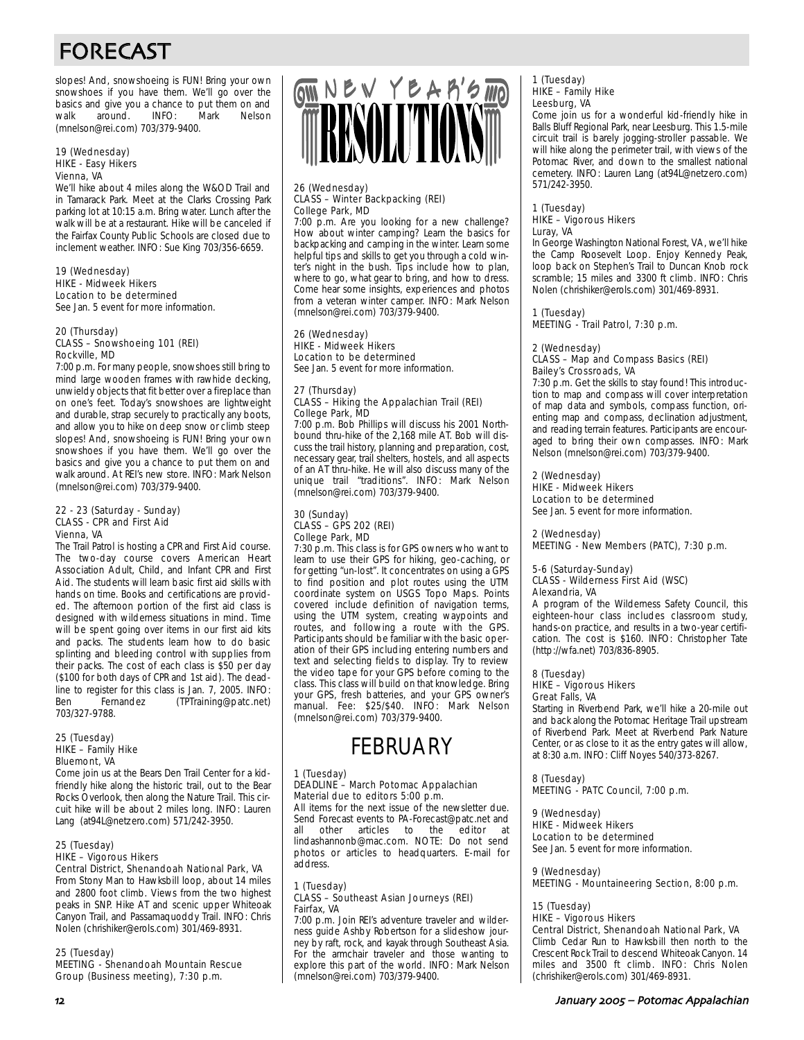# FORECAST

slopes! And, snowshoeing is FUN! Bring your own snowshoes if you have them. We'll go over the basics and give you a chance to put them on and walk around. INFO: Mark Nelson (mnelson@rei.com) 703/379-9400.

19 (Wednesday)
HIKE - Easy Hikers
Vienna, VA
We'll hike about 4 miles along the W&OD Trail and in Tamarack Park. Meet at the Clarks Crossing Park parking lot at 10:15 a.m. Bring water. Lunch after the walk will be at a restaurant. Hike will be canceled if the Fairfax County Public Schools are closed due to inclement weather. INFO: Sue King 703/356-6659.

19 (Wednesday)
HIKE - Midweek Hikers
Location to be determined
See Jan. 5 event for more information.

20 (Thursday)
CLASS – Snowshoeing 101 (REI)
Rockville, MD
7:00 p.m. For many people, snowshoes still bring to mind large wooden frames with rawhide decking, unwieldy objects that fit better over a fireplace than on one's feet. Today's snowshoes are lightweight and durable, strap securely to practically any boots, and allow you to hike on deep snow or climb steep slopes! And, snowshoeing is FUN! Bring your own snowshoes if you have them. We'll go over the basics and give you a chance to put them on and walk around. At REI's new store. INFO: Mark Nelson (mnelson@rei.com) 703/379-9400.

22 - 23 (Saturday - Sunday)
CLASS - CPR and First Aid
Vienna, VA
The Trail Patrol is hosting a CPR and First Aid course. The two-day course covers American Heart Association Adult, Child, and Infant CPR and First Aid. The students will learn basic first aid skills with hands on time. Books and certifications are provided. The afternoon portion of the first aid class is designed with wilderness situations in mind. Time will be spent going over items in our first aid kits and packs. The students learn how to do basic splinting and bleeding control with supplies from their packs. The cost of each class is $50 per day ($100 for both days of CPR and 1st aid). The deadline to register for this class is Jan. 7, 2005. INFO: Ben Fernandez (TPTraining@patc.net) 703/327-9788.

25 (Tuesday)
HIKE – Family Hike
Bluemont, VA
Come join us at the Bears Den Trail Center for a kid-friendly hike along the historic trail, out to the Bear Rocks Overlook, then along the Nature Trail. This circuit hike will be about 2 miles long. INFO: Lauren Lang (at94L@netzero.com) 571/242-3950.

25 (Tuesday)
HIKE – Vigorous Hikers
Central District, Shenandoah National Park, VA
From Stony Man to Hawksbill loop, about 14 miles and 2800 foot climb. Views from the two highest peaks in SNP. Hike AT and scenic upper Whiteoak Canyon Trail, and Passamaquoddy Trail. INFO: Chris Nolen (chrishiker@erols.com) 301/469-8931.

25 (Tuesday)
MEETING - Shenandoah Mountain Rescue Group (Business meeting), 7:30 p.m.

## NEW YEAR'S RESOLUTIONS

26 (Wednesday)
CLASS – Winter Backpacking (REI)
College Park, MD
7:00 p.m. Are you looking for a new challenge? How about winter camping? Learn the basics for backpacking and camping in the winter. Learn some helpful tips and skills to get you through a cold winter's night in the bush. Tips include how to plan, where to go, what gear to bring, and how to dress. Come hear some insights, experiences and photos from a veteran winter camper. INFO: Mark Nelson (mnelson@rei.com) 703/379-9400.

26 (Wednesday)
HIKE - Midweek Hikers
Location to be determined
See Jan. 5 event for more information.

27 (Thursday)
CLASS – Hiking the Appalachian Trail (REI)
College Park, MD
7:00 p.m. Bob Phillips will discuss his 2001 Northbound thru-hike of the 2,168 mile AT. Bob will discuss the trail history, planning and preparation, cost, necessary gear, trail shelters, hostels, and all aspects of an AT thru-hike. He will also discuss many of the unique trail "traditions". INFO: Mark Nelson (mnelson@rei.com) 703/379-9400.

30 (Sunday)
CLASS – GPS 202 (REI)
College Park, MD
7:30 p.m. This class is for GPS owners who want to learn to use their GPS for hiking, geo-caching, or for getting "un-lost". It concentrates on using a GPS to find position and plot routes using the UTM coordinate system on USGS Topo Maps. Points covered include definition of navigation terms, using the UTM system, creating waypoints and routes, and following a route with the GPS. Participants should be familiar with the basic operation of their GPS including entering numbers and text and selecting fields to display. Try to review the video tape for your GPS before coming to the class. This class will build on that knowledge. Bring your GPS, fresh batteries, and your GPS owner's manual. Fee: $25/$40. INFO: Mark Nelson (mnelson@rei.com) 703/379-9400.

## FEBRUARY

1 (Tuesday)
DEADLINE – March Potomac Appalachian
Material due to editors 5:00 p.m.
All items for the next issue of the newsletter due. Send Forecast events to PA-Forecast@patc.net and all other articles to the editor at lindashannonb@mac.com. NOTE: Do not send photos or articles to headquarters. E-mail for address.

1 (Tuesday)
CLASS – Southeast Asian Journeys (REI)
Fairfax, VA
7:00 p.m. Join REI's adventure traveler and wilderness guide Ashby Robertson for a slideshow journey by raft, rock, and kayak through Southeast Asia. For the armchair traveler and those wanting to explore this part of the world. INFO: Mark Nelson (mnelson@rei.com) 703/379-9400.

1 (Tuesday)
HIKE – Family Hike
Leesburg, VA
Come join us for a wonderful kid-friendly hike in Balls Bluff Regional Park, near Leesburg. This 1.5-mile circuit trail is barely jogging-stroller passable. We will hike along the perimeter trail, with views of the Potomac River, and down to the smallest national cemetery. INFO: Lauren Lang (at94L@netzero.com) 571/242-3950.

1 (Tuesday)
HIKE – Vigorous Hikers
Luray, VA
In George Washington National Forest, VA, we'll hike the Camp Roosevelt Loop. Enjoy Kennedy Peak, loop back on Stephen's Trail to Duncan Knob rock scramble; 15 miles and 3300 ft climb. INFO: Chris Nolen (chrishiker@erols.com) 301/469-8931.

1 (Tuesday)
MEETING - Trail Patrol, 7:30 p.m.

2 (Wednesday)
CLASS – Map and Compass Basics (REI)
Bailey's Crossroads, VA
7:30 p.m. Get the skills to stay found! This introduction to map and compass will cover interpretation of map data and symbols, compass function, orienting map and compass, declination adjustment, and reading terrain features. Participants are encouraged to bring their own compasses. INFO: Mark Nelson (mnelson@rei.com) 703/379-9400.

2 (Wednesday)
HIKE - Midweek Hikers
Location to be determined
See Jan. 5 event for more information.

2 (Wednesday)
MEETING - New Members (PATC), 7:30 p.m.

5-6 (Saturday-Sunday)
CLASS - Wilderness First Aid (WSC)
Alexandria, VA
A program of the Wilderness Safety Council, this eighteen-hour class includes classroom study, hands-on practice, and results in a two-year certification. The cost is $160. INFO: Christopher Tate (http://wfa.net) 703/836-8905.

8 (Tuesday)
HIKE – Vigorous Hikers
Great Falls, VA
Starting in Riverbend Park, we'll hike a 20-mile out and back along the Potomac Heritage Trail upstream of Riverbend Park. Meet at Riverbend Park Nature Center, or as close to it as the entry gates will allow, at 8:30 a.m. INFO: Cliff Noyes 540/373-8267.

8 (Tuesday)
MEETING - PATC Council, 7:00 p.m.

9 (Wednesday)
HIKE - Midweek Hikers
Location to be determined
See Jan. 5 event for more information.

9 (Wednesday)
MEETING - Mountaineering Section, 8:00 p.m.

15 (Tuesday)
HIKE – Vigorous Hikers
Central District, Shenandoah National Park, VA
Climb Cedar Run to Hawksbill then north to the Crescent Rock Trail to descend Whiteoak Canyon. 14 miles and 3500 ft climb. INFO: Chris Nolen (chrishiker@erols.com) 301/469-8931.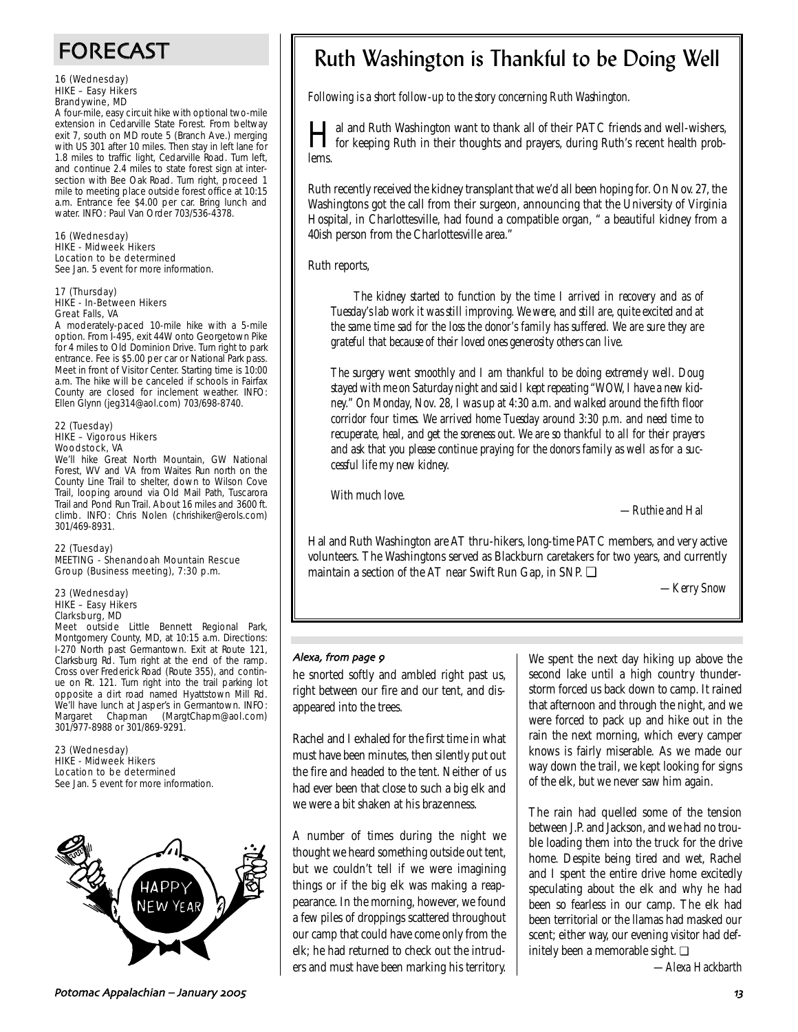# FORECAST

16 (Wednesday)
HIKE – Easy Hikers
Brandywine, MD

A four-mile, easy circuit hike with optional two-mile extension in Cedarville State Forest. From beltway exit 7, south on MD route 5 (Branch Ave.) merging with US 301 after 10 miles. Then stay in left lane for 1.8 miles to traffic light, Cedarville Road. Turn left, and continue 2.4 miles to state forest sign at intersection with Bee Oak Road. Turn right, proceed 1 mile to meeting place outside forest office at 10:15 a.m. Entrance fee $4.00 per car. Bring lunch and water. INFO: Paul Van Order 703/536-4378.

16 (Wednesday)
HIKE - Midweek Hikers
Location to be determined
See Jan. 5 event for more information.

17 (Thursday)
HIKE - In-Between Hikers
Great Falls, VA

A moderately-paced 10-mile hike with a 5-mile option. From I-495, exit 44W onto Georgetown Pike for 4 miles to Old Dominion Drive. Turn right to park entrance. Fee is $5.00 per car or National Park pass. Meet in front of Visitor Center. Starting time is 10:00 a.m. The hike will be canceled if schools in Fairfax County are closed for inclement weather. INFO: Ellen Glynn (jeg314@aol.com) 703/698-8740.

22 (Tuesday)
HIKE – Vigorous Hikers
Woodstock, VA

We'll hike Great North Mountain, GW National Forest, WV and VA from Waites Run north on the County Line Trail to shelter, down to Wilson Cove Trail, looping around via Old Mail Path, Tuscarora Trail and Pond Run Trail. About 16 miles and 3600 ft. climb. INFO: Chris Nolen (chrishiker@erols.com) 301/469-8931.

22 (Tuesday)
MEETING - Shenandoah Mountain Rescue Group (Business meeting), 7:30 p.m.

23 (Wednesday)
HIKE – Easy Hikers
Clarksburg, MD

Meet outside Little Bennett Regional Park, Montgomery County, MD, at 10:15 a.m. Directions: I-270 North past Germantown. Exit at Route 121, Clarksburg Rd. Turn right at the end of the ramp. Cross over Frederick Road (Route 355), and continue on Rt. 121. Turn right into the trail parking lot opposite a dirt road named Hyattstown Mill Rd. We'll have lunch at Jasper's in Germantown. INFO: Margaret Chapman (MargtChapm@aol.com) 301/977-8988 or 301/869-9291.

23 (Wednesday)
HIKE - Midweek Hikers
Location to be determined
See Jan. 5 event for more information.

HAPPY NEW YEAR

# Ruth Washington is Thankful to be Doing Well

*Following is a short follow-up to the story concerning Ruth Washington.*

Hal and Ruth Washington want to thank all of their PATC friends and well-wishers, for keeping Ruth in their thoughts and prayers, during Ruth's recent health problems.

Ruth recently received the kidney transplant that we'd all been hoping for. On Nov. 27, the Washingtons got the call from their surgeon, announcing that the University of Virginia Hospital, in Charlottesville, had found a compatible organ, " a beautiful kidney from a 40ish person from the Charlottesville area."

Ruth reports,

> *The kidney started to function by the time I arrived in recovery and as of Tuesday's lab work it was still improving. We were, and still are, quite excited and at the same time sad for the loss the donor's family has suffered. We are sure they are grateful that because of their loved ones generosity others can live.*
>
> *The surgery went smoothly and I am thankful to be doing extremely well. Doug stayed with me on Saturday night and said I kept repeating "WOW, I have a new kidney." On Monday, Nov. 28, I was up at 4:30 a.m. and walked around the fifth floor corridor four times. We arrived home Tuesday around 3:30 p.m. and need time to recuperate, heal, and get the soreness out. We are so thankful to all for their prayers and ask that you please continue praying for the donors family as well as for a successful life my new kidney.*
>
> *With much love.*
>
> *—Ruthie and Hal*

Hal and Ruth Washington are AT thru-hikers, long-time PATC members, and very active volunteers. The Washingtons served as Blackburn caretakers for two years, and currently maintain a section of the AT near Swift Run Gap, in SNP. ❑

*—Kerry Snow*

### Alexa, from page 9

he snorted softly and ambled right past us, right between our fire and our tent, and disappeared into the trees.

Rachel and I exhaled for the first time in what must have been minutes, then silently put out the fire and headed to the tent. Neither of us had ever been that close to such a big elk and we were a bit shaken at his brazenness.

A number of times during the night we thought we heard something outside out tent, but we couldn't tell if we were imagining things or if the big elk was making a reappearance. In the morning, however, we found a few piles of droppings scattered throughout our camp that could have come only from the elk; he had returned to check out the intruders and must have been marking his territory.

We spent the next day hiking up above the second lake until a high country thunderstorm forced us back down to camp. It rained that afternoon and through the night, and we were forced to pack up and hike out in the rain the next morning, which every camper knows is fairly miserable. As we made our way down the trail, we kept looking for signs of the elk, but we never saw him again.

The rain had quelled some of the tension between J.P. and Jackson, and we had no trouble loading them into the truck for the drive home. Despite being tired and wet, Rachel and I spent the entire drive home excitedly speculating about the elk and why he had been so fearless in our camp. The elk had been territorial or the llamas had masked our scent; either way, our evening visitor had definitely been a memorable sight. ❑

*—Alexa Hackbarth*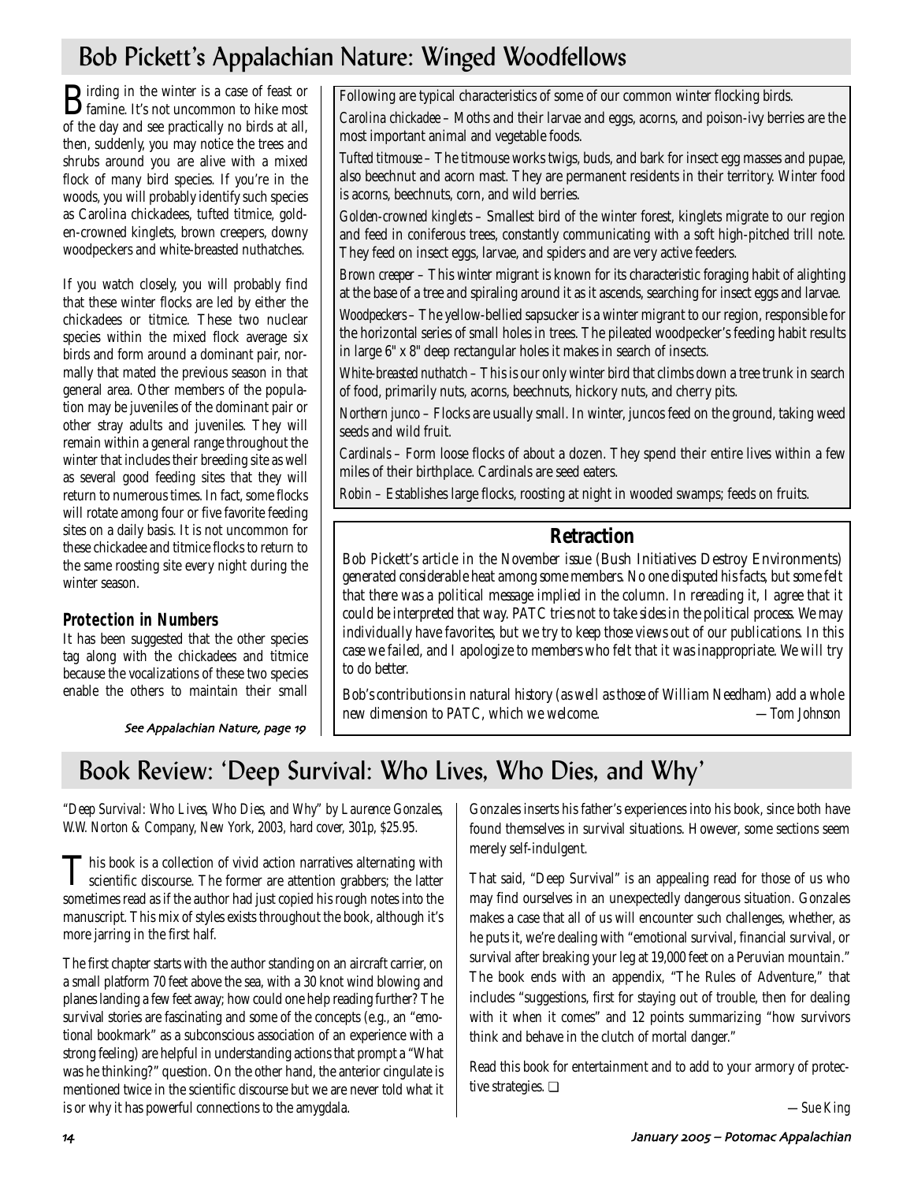# Bob Pickett's Appalachian Nature: Winged Woodfellows

Birding in the winter is a case of feast or famine. It's not uncommon to hike most of the day and see practically no birds at all, then, suddenly, you may notice the trees and shrubs around you are alive with a mixed flock of many bird species. If you're in the woods, you will probably identify such species as Carolina chickadees, tufted titmice, golden-crowned kinglets, brown creepers, downy woodpeckers and white-breasted nuthatches.

If you watch closely, you will probably find that these winter flocks are led by either the chickadees or titmice. These two nuclear species within the mixed flock average six birds and form around a dominant pair, normally that mated the previous season in that general area. Other members of the population may be juveniles of the dominant pair or other stray adults and juveniles. They will remain within a general range throughout the winter that includes their breeding site as well as several good feeding sites that they will return to numerous times. In fact, some flocks will rotate among four or five favorite feeding sites on a daily basis. It is not uncommon for these chickadee and titmice flocks to return to the same roosting site every night during the winter season.

### Protection in Numbers

It has been suggested that the other species tag along with the chickadees and titmice because the vocalizations of these two species enable the others to maintain their small

*See Appalachian Nature, page 19*

Following are typical characteristics of some of our common winter flocking birds.

*Carolina chickadee* – Moths and their larvae and eggs, acorns, and poison-ivy berries are the most important animal and vegetable foods.

*Tufted titmouse* – The titmouse works twigs, buds, and bark for insect egg masses and pupae, also beechnut and acorn mast. They are permanent residents in their territory. Winter food is acorns, beechnuts, corn, and wild berries.

*Golden-crowned kinglets* – Smallest bird of the winter forest, kinglets migrate to our region and feed in coniferous trees, constantly communicating with a soft high-pitched trill note. They feed on insect eggs, larvae, and spiders and are very active feeders.

*Brown creeper* – This winter migrant is known for its characteristic foraging habit of alighting at the base of a tree and spiraling around it as it ascends, searching for insect eggs and larvae.

*Woodpeckers* – The yellow-bellied sapsucker is a winter migrant to our region, responsible for the horizontal series of small holes in trees. The pileated woodpecker's feeding habit results in large 6" x 8" deep rectangular holes it makes in search of insects.

*White-breasted nuthatch* – This is our only winter bird that climbs down a tree trunk in search of food, primarily nuts, acorns, beechnuts, hickory nuts, and cherry pits.

*Northern junco* – Flocks are usually small. In winter, juncos feed on the ground, taking weed seeds and wild fruit.

*Cardinals* – Form loose flocks of about a dozen. They spend their entire lives within a few miles of their birthplace. Cardinals are seed eaters.

*Robin* – Establishes large flocks, roosting at night in wooded swamps; feeds on fruits.

## Retraction

*Bob Pickett's article in the November issue (Bush Initiatives Destroy Environments) generated considerable heat among some members. No one disputed his facts, but some felt that there was a political message implied in the column. In rereading it, I agree that it could be interpreted that way. PATC tries not to take sides in the political process. We may individually have favorites, but we try to keep those views out of our publications. In this case we failed, and I apologize to members who felt that it was inappropriate. We will try to do better.*

*Bob's contributions in natural history (as well as those of William Needham) add a whole new dimension to PATC, which we welcome.* —*Tom Johnson*

# Book Review: 'Deep Survival: Who Lives, Who Dies, and Why'

*"Deep Survival: Who Lives, Who Dies, and Why" by Laurence Gonzales, W.W. Norton & Company, New York, 2003, hard cover, 301p, $25.95.*

This book is a collection of vivid action narratives alternating with scientific discourse. The former are attention grabbers; the latter sometimes read as if the author had just copied his rough notes into the manuscript. This mix of styles exists throughout the book, although it's more jarring in the first half.

The first chapter starts with the author standing on an aircraft carrier, on a small platform 70 feet above the sea, with a 30 knot wind blowing and planes landing a few feet away; how could one help reading further? The survival stories are fascinating and some of the concepts (e.g., an "emotional bookmark" as a subconscious association of an experience with a strong feeling) are helpful in understanding actions that prompt a "What was he thinking?" question. On the other hand, the anterior cingulate is mentioned twice in the scientific discourse but we are never told what it is or why it has powerful connections to the amygdala.

Gonzales inserts his father's experiences into his book, since both have found themselves in survival situations. However, some sections seem merely self-indulgent.

That said, "Deep Survival" is an appealing read for those of us who may find ourselves in an unexpectedly dangerous situation. Gonzales makes a case that all of us will encounter such challenges, whether, as he puts it, we're dealing with "emotional survival, financial survival, or survival after breaking your leg at 19,000 feet on a Peruvian mountain." The book ends with an appendix, "The Rules of Adventure," that includes "suggestions, first for staying out of trouble, then for dealing with it when it comes" and 12 points summarizing "how survivors think and behave in the clutch of mortal danger."

Read this book for entertainment and to add to your armory of protective strategies. ❑

—*Sue King*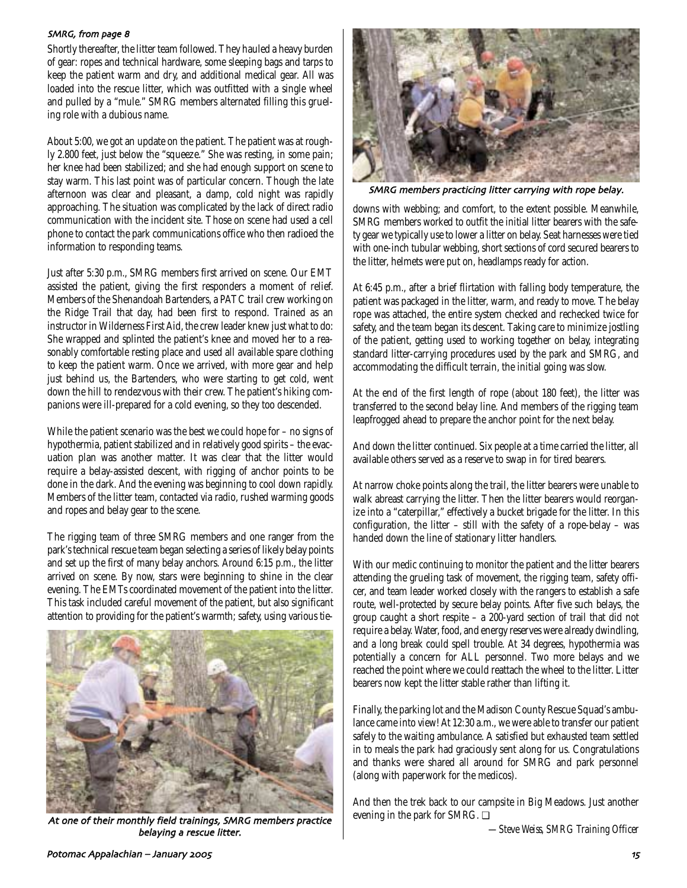*SMRG, from page 8*

Shortly thereafter, the litter team followed. They hauled a heavy burden of gear: ropes and technical hardware, some sleeping bags and tarps to keep the patient warm and dry, and additional medical gear. All was loaded into the rescue litter, which was outfitted with a single wheel and pulled by a "mule." SMRG members alternated filling this grueling role with a dubious name.

About 5:00, we got an update on the patient. The patient was at roughly 2.800 feet, just below the "squeeze." She was resting, in some pain; her knee had been stabilized; and she had enough support on scene to stay warm. This last point was of particular concern. Though the late afternoon was clear and pleasant, a damp, cold night was rapidly approaching. The situation was complicated by the lack of direct radio communication with the incident site. Those on scene had used a cell phone to contact the park communications office who then radioed the information to responding teams.

Just after 5:30 p.m., SMRG members first arrived on scene. Our EMT assisted the patient, giving the first responders a moment of relief. Members of the Shenandoah Bartenders, a PATC trail crew working on the Ridge Trail that day, had been first to respond. Trained as an instructor in Wilderness First Aid, the crew leader knew just what to do: She wrapped and splinted the patient's knee and moved her to a reasonably comfortable resting place and used all available spare clothing to keep the patient warm. Once we arrived, with more gear and help just behind us, the Bartenders, who were starting to get cold, went down the hill to rendezvous with their crew. The patient's hiking companions were ill-prepared for a cold evening, so they too descended.

While the patient scenario was the best we could hope for – no signs of hypothermia, patient stabilized and in relatively good spirits – the evacuation plan was another matter. It was clear that the litter would require a belay-assisted descent, with rigging of anchor points to be done in the dark. And the evening was beginning to cool down rapidly. Members of the litter team, contacted via radio, rushed warming goods and ropes and belay gear to the scene.

The rigging team of three SMRG members and one ranger from the park's technical rescue team began selecting a series of likely belay points and set up the first of many belay anchors. Around 6:15 p.m., the litter arrived on scene. By now, stars were beginning to shine in the clear evening. The EMTs coordinated movement of the patient into the litter. This task included careful movement of the patient, but also significant attention to providing for the patient's warmth; safety, using various tie-downs with webbing; and comfort, to the extent possible. Meanwhile, SMRG members worked to outfit the initial litter bearers with the safety gear we typically use to lower a litter on belay. Seat harnesses were tied with one-inch tubular webbing, short sections of cord secured bearers to the litter, helmets were put on, headlamps ready for action.

*At one of their monthly field trainings, SMRG members practice belaying a rescue litter.*

*SMRG members practicing litter carrying with rope belay.*

At 6:45 p.m., after a brief flirtation with falling body temperature, the patient was packaged in the litter, warm, and ready to move. The belay rope was attached, the entire system checked and rechecked twice for safety, and the team began its descent. Taking care to minimize jostling of the patient, getting used to working together on belay, integrating standard litter-carrying procedures used by the park and SMRG, and accommodating the difficult terrain, the initial going was slow.

At the end of the first length of rope (about 180 feet), the litter was transferred to the second belay line. And members of the rigging team leapfrogged ahead to prepare the anchor point for the next belay.

And down the litter continued. Six people at a time carried the litter, all available others served as a reserve to swap in for tired bearers.

At narrow choke points along the trail, the litter bearers were unable to walk abreast carrying the litter. Then the litter bearers would reorganize into a "caterpillar," effectively a bucket brigade for the litter. In this configuration, the litter – still with the safety of a rope-belay – was handed down the line of stationary litter handlers.

With our medic continuing to monitor the patient and the litter bearers attending the grueling task of movement, the rigging team, safety officer, and team leader worked closely with the rangers to establish a safe route, well-protected by secure belay points. After five such belays, the group caught a short respite – a 200-yard section of trail that did not require a belay. Water, food, and energy reserves were already dwindling, and a long break could spell trouble. At 34 degrees, hypothermia was potentially a concern for ALL personnel. Two more belays and we reached the point where we could reattach the wheel to the litter. Litter bearers now kept the litter stable rather than lifting it.

Finally, the parking lot and the Madison County Rescue Squad's ambulance came into view! At 12:30 a.m., we were able to transfer our patient safely to the waiting ambulance. A satisfied but exhausted team settled in to meals the park had graciously sent along for us. Congratulations and thanks were shared all around for SMRG and park personnel (along with paperwork for the medicos).

And then the trek back to our campsite in Big Meadows. Just another evening in the park for SMRG. ❑

*—Steve Weiss, SMRG Training Officer*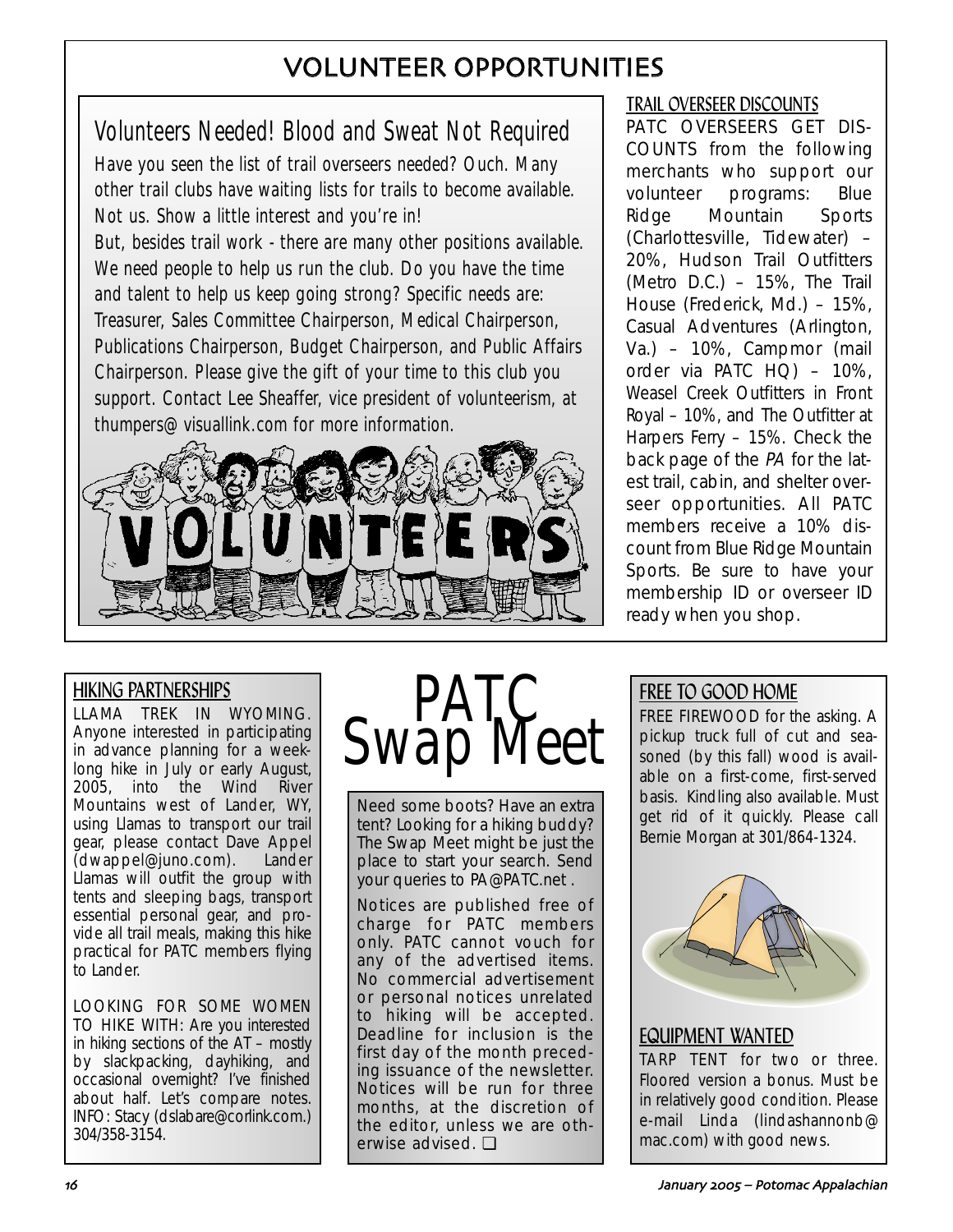# VOLUNTEER OPPORTUNITIES

## Volunteers Needed! Blood and Sweat Not Required

Have you seen the list of trail overseers needed? Ouch. Many other trail clubs have waiting lists for trails to become available. Not us. Show a little interest and you're in!

But, besides trail work - there are many other positions available. We need people to help us run the club. Do you have the time and talent to help us keep going strong? Specific needs are: Treasurer, Sales Committee Chairperson, Medical Chairperson, Publications Chairperson, Budget Chairperson, and Public Affairs Chairperson. Please give the gift of your time to this club you support. Contact Lee Sheaffer, vice president of volunteerism, at thumpers@visuallink.com for more information.

### TRAIL OVERSEER DISCOUNTS

PATC OVERSEERS GET DISCOUNTS from the following merchants who support our volunteer programs: Blue Ridge Mountain Sports (Charlottesville, Tidewater) – 20%, Hudson Trail Outfitters (Metro D.C.) – 15%, The Trail House (Frederick, Md.) – 15%, Casual Adventures (Arlington, Va.) – 10%, Campmor (mail order via PATC HQ) – 10%, Weasel Creek Outfitters in Front Royal – 10%, and The Outfitter at Harpers Ferry – 15%. Check the back page of the *PA* for the latest trail, cabin, and shelter overseer opportunities. All PATC members receive a 10% discount from Blue Ridge Mountain Sports. Be sure to have your membership ID or overseer ID ready when you shop.

### HIKING PARTNERSHIPS

LLAMA TREK IN WYOMING. Anyone interested in participating in advance planning for a week-long hike in July or early August, 2005, into the Wind River Mountains west of Lander, WY, using Llamas to transport our trail gear, please contact Dave Appel (dwappel@juno.com). Lander Llamas will outfit the group with tents and sleeping bags, transport essential personal gear, and provide all trail meals, making this hike practical for PATC members flying to Lander.

LOOKING FOR SOME WOMEN TO HIKE WITH: Are you interested in hiking sections of the AT – mostly by slackpacking, dayhiking, and occasional overnight? I've finished about half. Let's compare notes. INFO: Stacy (dslabare@corlink.com.) 304/358-3154.

# PATC Swap Meet

Need some boots? Have an extra tent? Looking for a hiking buddy? The Swap Meet might be just the place to start your search. Send your queries to PA@PATC.net .

Notices are published free of charge for PATC members only. PATC cannot vouch for any of the advertised items. No commercial advertisement or personal notices unrelated to hiking will be accepted. Deadline for inclusion is the first day of the month preceding issuance of the newsletter. Notices will be run for three months, at the discretion of the editor, unless we are otherwise advised. ❑

### FREE TO GOOD HOME

FREE FIREWOOD for the asking. A pickup truck full of cut and seasoned (by this fall) wood is available on a first-come, first-served basis. Kindling also available. Must get rid of it quickly. Please call Bernie Morgan at 301/864-1324.

### EQUIPMENT WANTED

TARP TENT for two or three. Floored version a bonus. Must be in relatively good condition. Please e-mail Linda (lindashannonb@mac.com) with good news.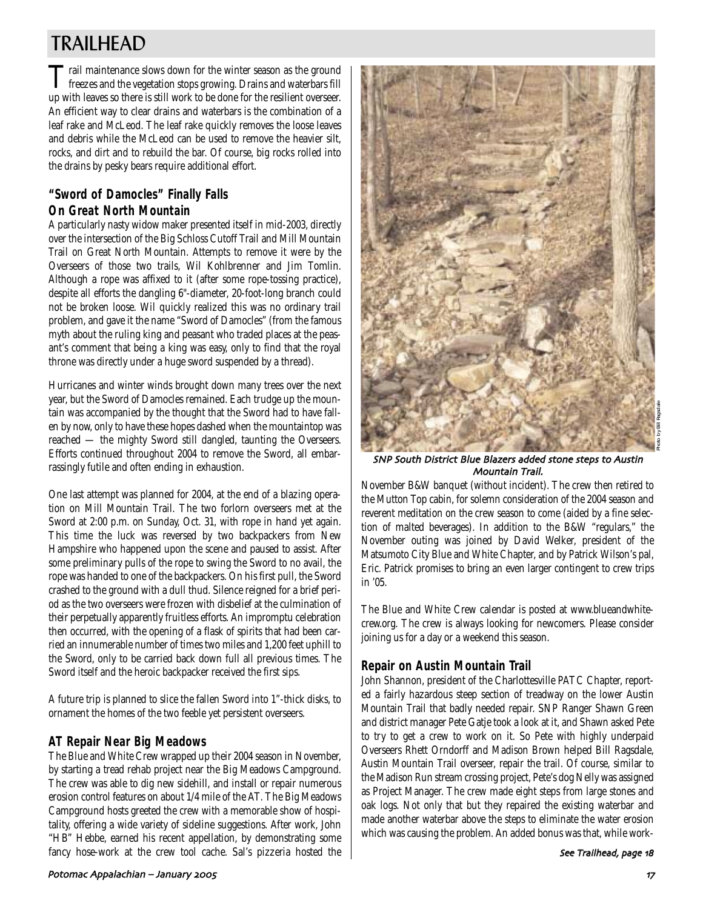# TRAILHEAD

Trail maintenance slows down for the winter season as the ground freezes and the vegetation stops growing. Drains and waterbars fill up with leaves so there is still work to be done for the resilient overseer. An efficient way to clear drains and waterbars is the combination of a leaf rake and McLeod. The leaf rake quickly removes the loose leaves and debris while the McLeod can be used to remove the heavier silt, rocks, and dirt and to rebuild the bar. Of course, big rocks rolled into the drains by pesky bears require additional effort.

## "Sword of Damocles" Finally Falls On Great North Mountain

A particularly nasty widow maker presented itself in mid-2003, directly over the intersection of the Big Schloss Cutoff Trail and Mill Mountain Trail on Great North Mountain. Attempts to remove it were by the Overseers of those two trails, Wil Kohlbrenner and Jim Tomlin. Although a rope was affixed to it (after some rope-tossing practice), despite all efforts the dangling 6"-diameter, 20-foot-long branch could not be broken loose. Wil quickly realized this was no ordinary trail problem, and gave it the name "Sword of Damocles" (from the famous myth about the ruling king and peasant who traded places at the peasant's comment that being a king was easy, only to find that the royal throne was directly under a huge sword suspended by a thread).

Hurricanes and winter winds brought down many trees over the next year, but the Sword of Damocles remained. Each trudge up the mountain was accompanied by the thought that the Sword had to have fallen by now, only to have these hopes dashed when the mountaintop was reached — the mighty Sword still dangled, taunting the Overseers. Efforts continued throughout 2004 to remove the Sword, all embarrassingly futile and often ending in exhaustion.

One last attempt was planned for 2004, at the end of a blazing operation on Mill Mountain Trail. The two forlorn overseers met at the Sword at 2:00 p.m. on Sunday, Oct. 31, with rope in hand yet again. This time the luck was reversed by two backpackers from New Hampshire who happened upon the scene and paused to assist. After some preliminary pulls of the rope to swing the Sword to no avail, the rope was handed to one of the backpackers. On his first pull, the Sword crashed to the ground with a dull thud. Silence reigned for a brief period as the two overseers were frozen with disbelief at the culmination of their perpetually apparently fruitless efforts. An impromptu celebration then occurred, with the opening of a flask of spirits that had been carried an innumerable number of times two miles and 1,200 feet uphill to the Sword, only to be carried back down full all previous times. The Sword itself and the heroic backpacker received the first sips.

A future trip is planned to slice the fallen Sword into 1"-thick disks, to ornament the homes of the two feeble yet persistent overseers.

## AT Repair Near Big Meadows

The Blue and White Crew wrapped up their 2004 season in November, by starting a tread rehab project near the Big Meadows Campground. The crew was able to dig new sidehill, and install or repair numerous erosion control features on about 1/4 mile of the AT. The Big Meadows Campground hosts greeted the crew with a memorable show of hospitality, offering a wide variety of sideline suggestions. After work, John "HB" Hebbe, earned his recent appellation, by demonstrating some fancy hose-work at the crew tool cache. Sal's pizzeria hosted the November B&W banquet (without incident). The crew then retired to the Mutton Top cabin, for solemn consideration of the 2004 season and reverent meditation on the crew season to come (aided by a fine selection of malted beverages). In addition to the B&W "regulars," the November outing was joined by David Welker, president of the Matsumoto City Blue and White Chapter, and by Patrick Wilson's pal, Eric. Patrick promises to bring an even larger contingent to crew trips in '05.

*SNP South District Blue Blazers added stone steps to Austin Mountain Trail.*

Photo by Bill Ragsdale

The Blue and White Crew calendar is posted at www.blueandwhitecrew.org. The crew is always looking for newcomers. Please consider joining us for a day or a weekend this season.

## Repair on Austin Mountain Trail

John Shannon, president of the Charlottesville PATC Chapter, reported a fairly hazardous steep section of treadway on the lower Austin Mountain Trail that badly needed repair. SNP Ranger Shawn Green and district manager Pete Gatje took a look at it, and Shawn asked Pete to try to get a crew to work on it. So Pete with highly underpaid Overseers Rhett Orndorff and Madison Brown helped Bill Ragsdale, Austin Mountain Trail overseer, repair the trail. Of course, similar to the Madison Run stream crossing project, Pete's dog Nelly was assigned as Project Manager. The crew made eight steps from large stones and oak logs. Not only that but they repaired the existing waterbar and made another waterbar above the steps to eliminate the water erosion which was causing the problem. An added bonus was that, while work-

*See Trailhead, page 18*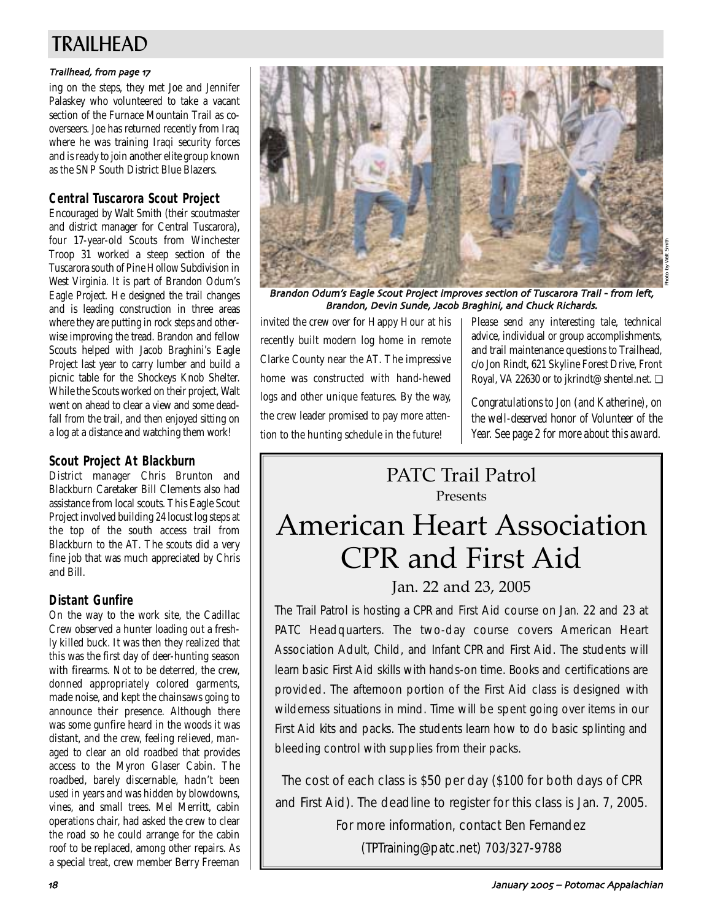## TRAILHEAD

*Trailhead, from page 17*

ing on the steps, they met Joe and Jennifer Palaskey who volunteered to take a vacant section of the Furnace Mountain Trail as co-overseers. Joe has returned recently from Iraq where he was training Iraqi security forces and is ready to join another elite group known as the SNP South District Blue Blazers.

### Central Tuscarora Scout Project

Encouraged by Walt Smith (their scoutmaster and district manager for Central Tuscarora), four 17-year-old Scouts from Winchester Troop 31 worked a steep section of the Tuscarora south of Pine Hollow Subdivision in West Virginia. It is part of Brandon Odum's Eagle Project. He designed the trail changes and is leading construction in three areas where they are putting in rock steps and otherwise improving the tread. Brandon and fellow Scouts helped with Jacob Braghini's Eagle Project last year to carry lumber and build a picnic table for the Shockeys Knob Shelter. While the Scouts worked on their project, Walt went on ahead to clear a view and some deadfall from the trail, and then enjoyed sitting on a log at a distance and watching them work!

### Scout Project At Blackburn

District manager Chris Brunton and Blackburn Caretaker Bill Clements also had assistance from local scouts. This Eagle Scout Project involved building 24 locust log steps at the top of the south access trail from Blackburn to the AT. The scouts did a very fine job that was much appreciated by Chris and Bill.

### Distant Gunfire

On the way to the work site, the Cadillac Crew observed a hunter loading out a freshly killed buck. It was then they realized that this was the first day of deer-hunting season with firearms. Not to be deterred, the crew, donned appropriately colored garments, made noise, and kept the chainsaws going to announce their presence. Although there was some gunfire heard in the woods it was distant, and the crew, feeling relieved, managed to clear an old roadbed that provides access to the Myron Glaser Cabin. The roadbed, barely discernable, hadn't been used in years and was hidden by blowdowns, vines, and small trees. Mel Merritt, cabin operations chair, had asked the crew to clear the road so he could arrange for the cabin roof to be replaced, among other repairs. As a special treat, crew member Berry Freeman invited the crew over for Happy Hour at his recently built modern log home in remote Clarke County near the AT. The impressive home was constructed with hand-hewed logs and other unique features. By the way, the crew leader promised to pay more attention to the hunting schedule in the future!

*Brandon Odum's Eagle Scout Project improves section of Tuscarora Trail – from left, Brandon, Devin Sunde, Jacob Braghini, and Chuck Richards.*

Photo by Walt Smith

Please send any interesting tale, technical advice, individual or group accomplishments, and trail maintenance questions to Trailhead, c/o Jon Rindt, 621 Skyline Forest Drive, Front Royal, VA 22630 or to jkrindt@shentel.net. ❑

*Congratulations to Jon (and Katherine), on the well-deserved honor of Volunteer of the Year. See page 2 for more about this award.*

---

PATC Trail Patrol

Presents

# American Heart Association CPR and First Aid

Jan. 22 and 23, 2005

The Trail Patrol is hosting a CPR and First Aid course on Jan. 22 and 23 at PATC Headquarters. The two-day course covers American Heart Association Adult, Child, and Infant CPR and First Aid. The students will learn basic First Aid skills with hands-on time. Books and certifications are provided. The afternoon portion of the First Aid class is designed with wilderness situations in mind. Time will be spent going over items in our First Aid kits and packs. The students learn how to do basic splinting and bleeding control with supplies from their packs.

The cost of each class is $50 per day ($100 for both days of CPR and First Aid). The deadline to register for this class is Jan. 7, 2005.

For more information, contact Ben Fernandez (TPTraining@patc.net) 703/327-9788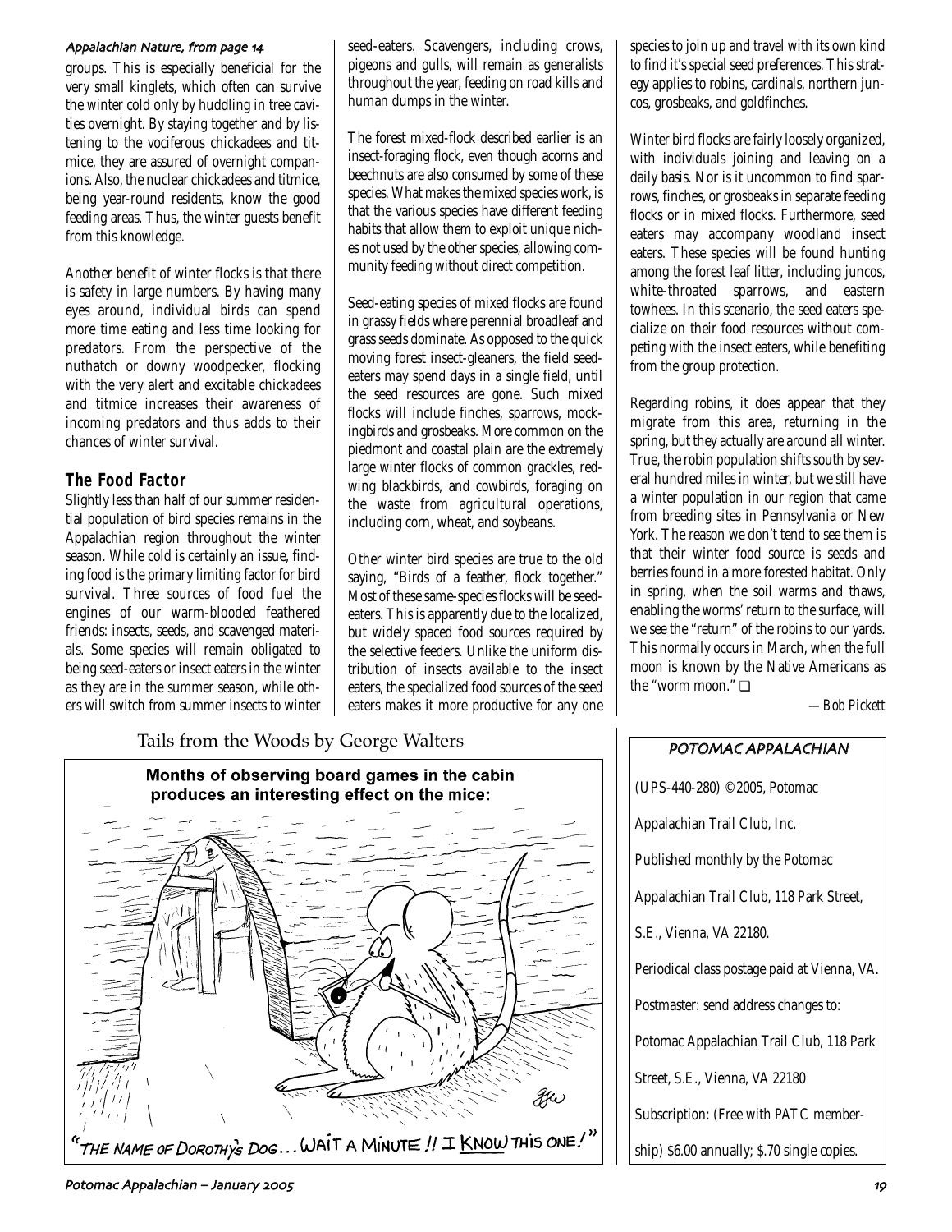*Appalachian Nature, from page 14*

groups. This is especially beneficial for the very small kinglets, which often can survive the winter cold only by huddling in tree cavities overnight. By staying together and by listening to the vociferous chickadees and titmice, they are assured of overnight companions. Also, the nuclear chickadees and titmice, being year-round residents, know the good feeding areas. Thus, the winter guests benefit from this knowledge.

Another benefit of winter flocks is that there is safety in large numbers. By having many eyes around, individual birds can spend more time eating and less time looking for predators. From the perspective of the nuthatch or downy woodpecker, flocking with the very alert and excitable chickadees and titmice increases their awareness of incoming predators and thus adds to their chances of winter survival.

## The Food Factor

Slightly less than half of our summer residential population of bird species remains in the Appalachian region throughout the winter season. While cold is certainly an issue, finding food is the primary limiting factor for bird survival. Three sources of food fuel the engines of our warm-blooded feathered friends: insects, seeds, and scavenged materials. Some species will remain obligated to being seed-eaters or insect eaters in the winter as they are in the summer season, while others will switch from summer insects to winter seed-eaters. Scavengers, including crows, pigeons and gulls, will remain as generalists throughout the year, feeding on road kills and human dumps in the winter.

The forest mixed-flock described earlier is an insect-foraging flock, even though acorns and beechnuts are also consumed by some of these species. What makes the mixed species work, is that the various species have different feeding habits that allow them to exploit unique niches not used by the other species, allowing community feeding without direct competition.

Seed-eating species of mixed flocks are found in grassy fields where perennial broadleaf and grass seeds dominate. As opposed to the quick moving forest insect-gleaners, the field seed-eaters may spend days in a single field, until the seed resources are gone. Such mixed flocks will include finches, sparrows, mockingbirds and grosbeaks. More common on the piedmont and coastal plain are the extremely large winter flocks of common grackles, redwing blackbirds, and cowbirds, foraging on the waste from agricultural operations, including corn, wheat, and soybeans.

Other winter bird species are true to the old saying, "Birds of a feather, flock together." Most of these same-species flocks will be seed-eaters. This is apparently due to the localized, but widely spaced food sources required by the selective feeders. Unlike the uniform distribution of insects available to the insect eaters, the specialized food sources of the seed eaters makes it more productive for any one species to join up and travel with its own kind to find it's special seed preferences. This strategy applies to robins, cardinals, northern juncos, grosbeaks, and goldfinches.

Winter bird flocks are fairly loosely organized, with individuals joining and leaving on a daily basis. Nor is it uncommon to find sparrows, finches, or grosbeaks in separate feeding flocks or in mixed flocks. Furthermore, seed eaters may accompany woodland insect eaters. These species will be found hunting among the forest leaf litter, including juncos, white-throated sparrows, and eastern towhees. In this scenario, the seed eaters specialize on their food resources without competing with the insect eaters, while benefiting from the group protection.

Regarding robins, it does appear that they migrate from this area, returning in the spring, but they actually are around all winter. True, the robin population shifts south by several hundred miles in winter, but we still have a winter population in our region that came from breeding sites in Pennsylvania or New York. The reason we don't tend to see them is that their winter food source is seeds and berries found in a more forested habitat. Only in spring, when the soil warms and thaws, enabling the worms' return to the surface, will we see the "return" of the robins to our yards. This normally occurs in March, when the full moon is known by the Native Americans as the "worm moon." ❑

*—Bob Pickett*

Tails from the Woods by George Walters

Months of observing board games in the cabin produces an interesting effect on the mice:

"THE NAME OF DOROTHY'S DOG… WAIT A MINUTE !! I KNOW THIS ONE!"

### POTOMAC APPALACHIAN

(UPS-440-280) ©2005, Potomac Appalachian Trail Club, Inc.

Published monthly by the Potomac Appalachian Trail Club, 118 Park Street, S.E., Vienna, VA 22180.

Periodical class postage paid at Vienna, VA.

Postmaster: send address changes to: Potomac Appalachian Trail Club, 118 Park Street, S.E., Vienna, VA 22180

Subscription: (Free with PATC membership) $6.00 annually; $.70 single copies.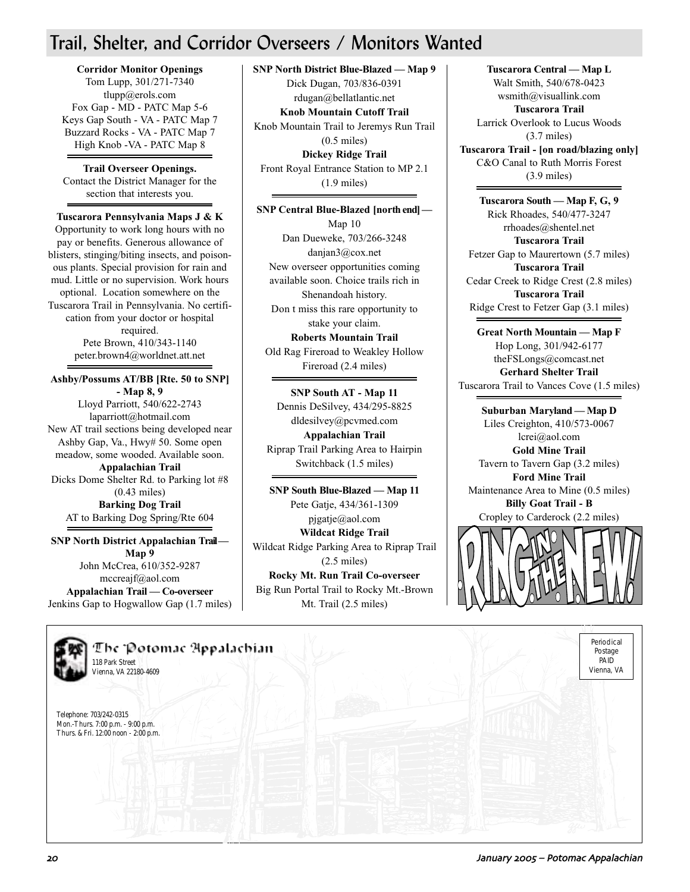# Trail, Shelter, and Corridor Overseers / Monitors Wanted

**Corridor Monitor Openings**
Tom Lupp, 301/271-7340
tlupp@erols.com
Fox Gap - MD - PATC Map 5-6
Keys Gap South - VA - PATC Map 7
Buzzard Rocks - VA - PATC Map 7
High Knob -VA - PATC Map 8

**Trail Overseer Openings.**
Contact the District Manager for the section that interests you.

**Tuscarora Pennsylvania Maps J & K**
Opportunity to work long hours with no pay or benefits. Generous allowance of blisters, stinging/biting insects, and poisonous plants. Special provision for rain and mud. Little or no supervision. Work hours optional. Location somewhere on the Tuscarora Trail in Pennsylvania. No certification from your doctor or hospital required.
Pete Brown, 410/343-1140
peter.brown4@worldnet.att.net

**Ashby/Possums AT/BB [Rte. 50 to SNP] - Map 8, 9**
Lloyd Parriott, 540/622-2743
laparriott@hotmail.com
New AT trail sections being developed near Ashby Gap, Va., Hwy# 50. Some open meadow, some wooded. Available soon.
**Appalachian Trail**
Dicks Dome Shelter Rd. to Parking lot #8 (0.43 miles)
**Barking Dog Trail**
AT to Barking Dog Spring/Rte 604

**SNP North District Appalachian Trail — Map 9**
John McCrea, 610/352-9287
mccreajf@aol.com
**Appalachian Trail — Co-overseer**
Jenkins Gap to Hogwallow Gap (1.7 miles)

**SNP North District Blue-Blazed — Map 9**
Dick Dugan, 703/836-0391
rdugan@bellatlantic.net
**Knob Mountain Cutoff Trail**
Knob Mountain Trail to Jeremys Run Trail (0.5 miles)
**Dickey Ridge Trail**
Front Royal Entrance Station to MP 2.1 (1.9 miles)

**SNP Central Blue-Blazed [north end] —** Map 10
Dan Dueweke, 703/266-3248
danjan3@cox.net
New overseer opportunities coming available soon. Choice trails rich in Shenandoah history.
Don t miss this rare opportunity to stake your claim.
**Roberts Mountain Trail**
Old Rag Fireroad to Weakley Hollow Fireroad (2.4 miles)

**SNP South AT - Map 11**
Dennis DeSilvey, 434/295-8825
dldesilvey@pcvmed.com
**Appalachian Trail**
Riprap Trail Parking Area to Hairpin Switchback (1.5 miles)

**SNP South Blue-Blazed — Map 11**
Pete Gatje, 434/361-1309
pjgatje@aol.com
**Wildcat Ridge Trail**
Wildcat Ridge Parking Area to Riprap Trail (2.5 miles)
**Rocky Mt. Run Trail Co-overseer**
Big Run Portal Trail to Rocky Mt.-Brown Mt. Trail (2.5 miles)

**Tuscarora Central — Map L**
Walt Smith, 540/678-0423
wsmith@visuallink.com
**Tuscarora Trail**
Larrick Overlook to Lucus Woods (3.7 miles)
**Tuscarora Trail - [on road/blazing only]**
C&O Canal to Ruth Morris Forest (3.9 miles)

**Tuscarora South — Map F, G, 9**
Rick Rhoades, 540/477-3247
rrhoades@shentel.net
**Tuscarora Trail**
Fetzer Gap to Maurertown (5.7 miles)
**Tuscarora Trail**
Cedar Creek to Ridge Crest (2.8 miles)
**Tuscarora Trail**
Ridge Crest to Fetzer Gap (3.1 miles)

**Great North Mountain — Map F**
Hop Long, 301/942-6177
theFSLongs@comcast.net
**Gerhard Shelter Trail**
Tuscarora Trail to Vances Cove (1.5 miles)

**Suburban Maryland — Map D**
Liles Creighton, 410/573-0067
lcrei@aol.com
**Gold Mine Trail**
Tavern to Tavern Gap (3.2 miles)
**Ford Mine Trail**
Maintenance Area to Mine (0.5 miles)
**Billy Goat Trail - B**
Cropley to Carderock (2.2 miles)

RING IN THE NEW!

The Potomac Appalachian
118 Park Street
Vienna, VA 22180-4609

Periodical Postage PAID Vienna, VA

Telephone: 703/242-0315
Mon.-Thurs. 7:00 p.m. - 9:00 p.m.
Thurs. & Fri. 12:00 noon - 2:00 p.m.